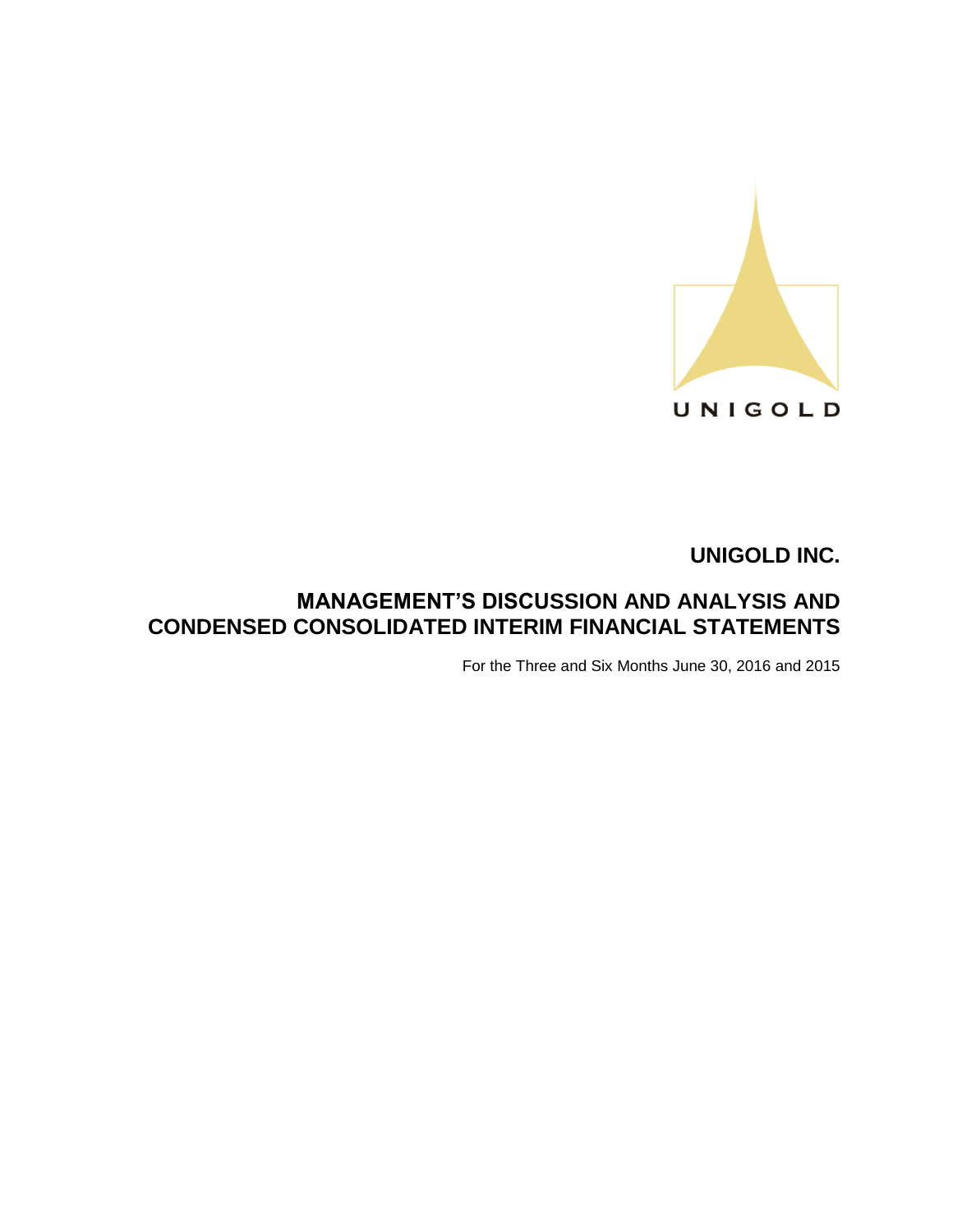UNIGOLD

# UNIGOLD INC.

## MANAGEMENT'S DISCUSSION AND ANALYSIS AND CONDENSED CONSOLIDATED INTERIM FINANCIAL STATEMENTS

For the Three and Six Months June 30, 2016 and 2015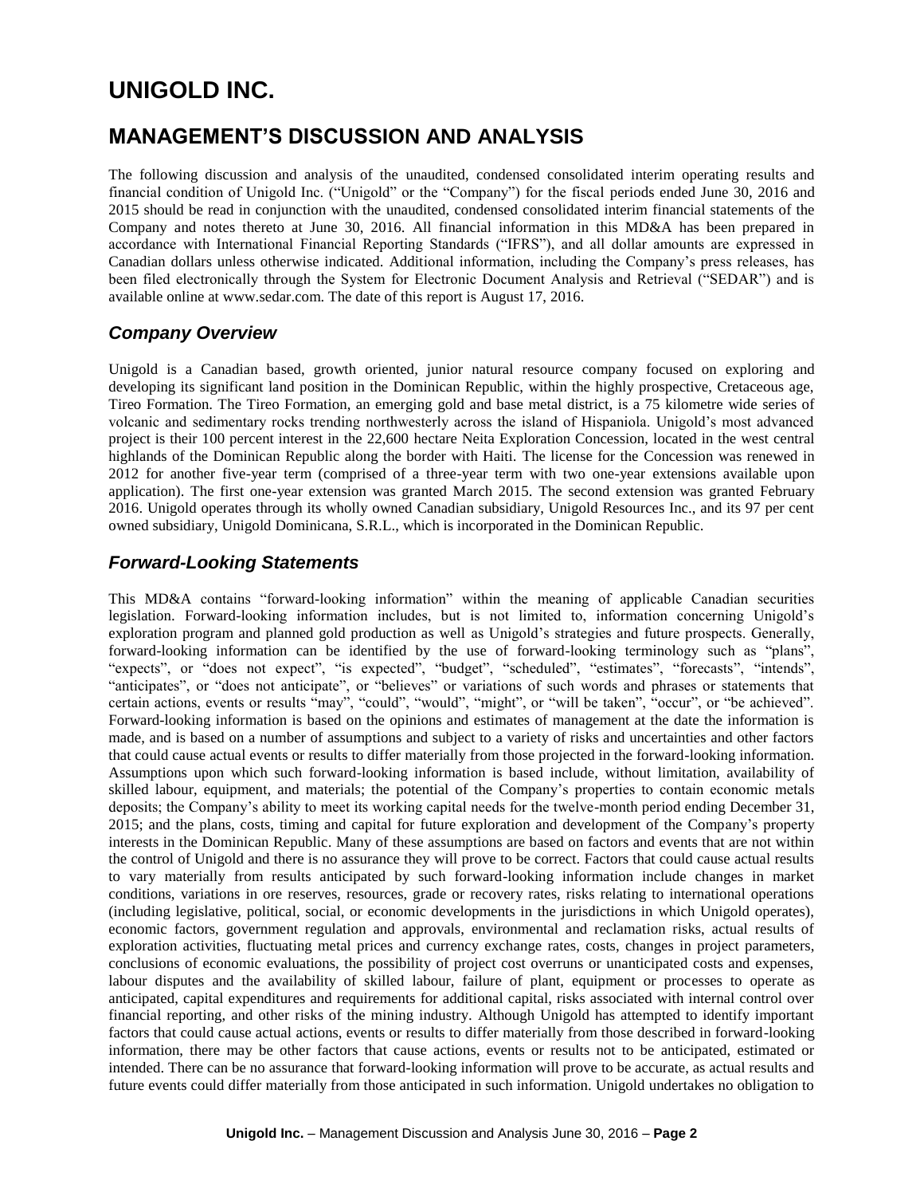# UNIGOLD INC.

## MANAGEMENT'S DISCUSSION AND ANALYSIS

The following discussion and analysis of the unaudited, condensed consolidated interim operating results and financial condition of Unigold Inc. ("Unigold" or the "Company") for the fiscal periods ended June 30, 2016 and 2015 should be read in conjunction with the unaudited, condensed consolidated interim financial statements of the Company and notes thereto at June 30, 2016. All financial information in this MD&A has been prepared in accordance with International Financial Reporting Standards ("IFRS"), and all dollar amounts are expressed in Canadian dollars unless otherwise indicated. Additional information, including the Company's press releases, has been filed electronically through the System for Electronic Document Analysis and Retrieval ("SEDAR") and is available online at www.sedar.com. The date of this report is August 17, 2016.

### *Company Overview*

Unigold is a Canadian based, growth oriented, junior natural resource company focused on exploring and developing its significant land position in the Dominican Republic, within the highly prospective, Cretaceous age, Tireo Formation. The Tireo Formation, an emerging gold and base metal district, is a 75 kilometre wide series of volcanic and sedimentary rocks trending northwesterly across the island of Hispaniola. Unigold's most advanced project is their 100 percent interest in the 22,600 hectare Neita Exploration Concession, located in the west central highlands of the Dominican Republic along the border with Haiti. The license for the Concession was renewed in 2012 for another five-year term (comprised of a three-year term with two one-year extensions available upon application). The first one-year extension was granted March 2015. The second extension was granted February 2016. Unigold operates through its wholly owned Canadian subsidiary, Unigold Resources Inc., and its 97 per cent owned subsidiary, Unigold Dominicana, S.R.L., which is incorporated in the Dominican Republic.

### *Forward-Looking Statements*

This MD&A contains "forward-looking information" within the meaning of applicable Canadian securities legislation. Forward-looking information includes, but is not limited to, information concerning Unigold's exploration program and planned gold production as well as Unigold's strategies and future prospects. Generally, forward-looking information can be identified by the use of forward-looking terminology such as "plans", "expects", or "does not expect", "is expected", "budget", "scheduled", "estimates", "forecasts", "intends", "anticipates", or "does not anticipate", or "believes" or variations of such words and phrases or statements that certain actions, events or results "may", "could", "would", "might", or "will be taken", "occur", or "be achieved". Forward-looking information is based on the opinions and estimates of management at the date the information is made, and is based on a number of assumptions and subject to a variety of risks and uncertainties and other factors that could cause actual events or results to differ materially from those projected in the forward-looking information. Assumptions upon which such forward-looking information is based include, without limitation, availability of skilled labour, equipment, and materials; the potential of the Company's properties to contain economic metals deposits; the Company's ability to meet its working capital needs for the twelve-month period ending December 31, 2015; and the plans, costs, timing and capital for future exploration and development of the Company's property interests in the Dominican Republic. Many of these assumptions are based on factors and events that are not within the control of Unigold and there is no assurance they will prove to be correct. Factors that could cause actual results to vary materially from results anticipated by such forward-looking information include changes in market conditions, variations in ore reserves, resources, grade or recovery rates, risks relating to international operations (including legislative, political, social, or economic developments in the jurisdictions in which Unigold operates), economic factors, government regulation and approvals, environmental and reclamation risks, actual results of exploration activities, fluctuating metal prices and currency exchange rates, costs, changes in project parameters, conclusions of economic evaluations, the possibility of project cost overruns or unanticipated costs and expenses, labour disputes and the availability of skilled labour, failure of plant, equipment or processes to operate as anticipated, capital expenditures and requirements for additional capital, risks associated with internal control over financial reporting, and other risks of the mining industry. Although Unigold has attempted to identify important factors that could cause actual actions, events or results to differ materially from those described in forward-looking information, there may be other factors that cause actions, events or results not to be anticipated, estimated or intended. There can be no assurance that forward-looking information will prove to be accurate, as actual results and future events could differ materially from those anticipated in such information. Unigold undertakes no obligation to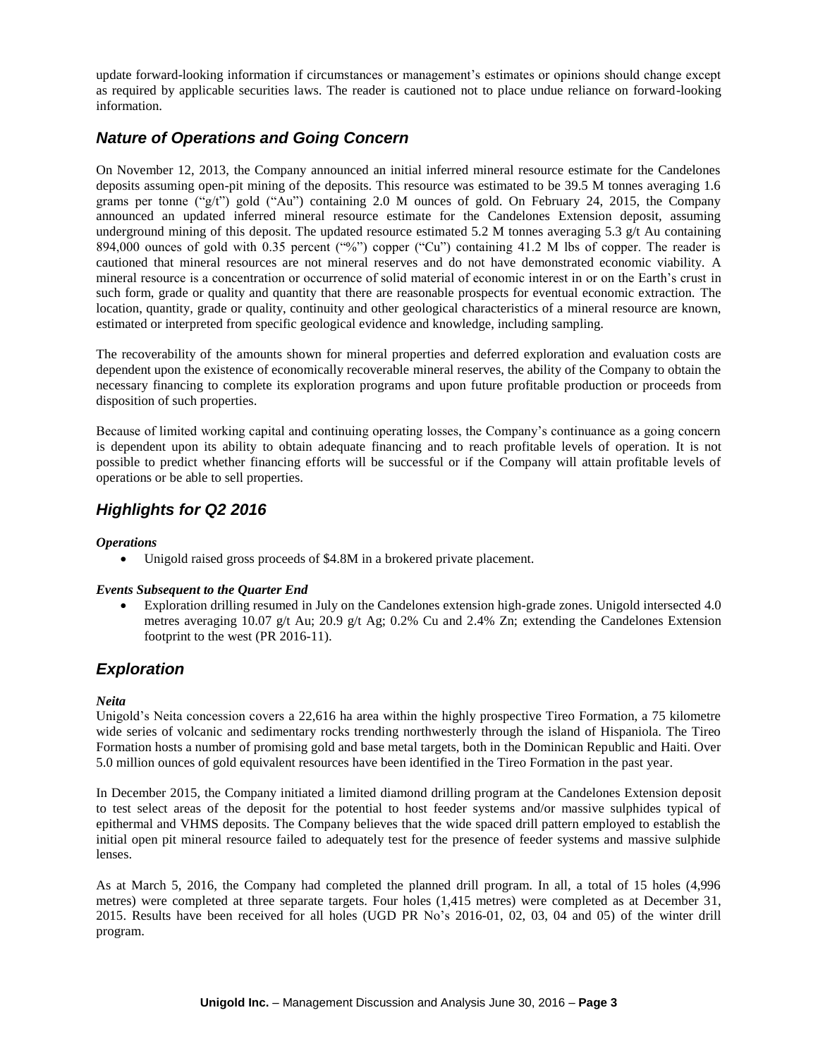update forward-looking information if circumstances or management's estimates or opinions should change except as required by applicable securities laws. The reader is cautioned not to place undue reliance on forward-looking information.

## *Nature of Operations and Going Concern*

On November 12, 2013, the Company announced an initial inferred mineral resource estimate for the Candelones deposits assuming open-pit mining of the deposits. This resource was estimated to be 39.5 M tonnes averaging 1.6 grams per tonne ("g/t") gold ("Au") containing 2.0 M ounces of gold. On February 24, 2015, the Company announced an updated inferred mineral resource estimate for the Candelones Extension deposit, assuming underground mining of this deposit. The updated resource estimated 5.2 M tonnes averaging 5.3 g/t Au containing 894,000 ounces of gold with 0.35 percent ("%") copper ("Cu") containing 41.2 M lbs of copper. The reader is cautioned that mineral resources are not mineral reserves and do not have demonstrated economic viability. A mineral resource is a concentration or occurrence of solid material of economic interest in or on the Earth's crust in such form, grade or quality and quantity that there are reasonable prospects for eventual economic extraction. The location, quantity, grade or quality, continuity and other geological characteristics of a mineral resource are known, estimated or interpreted from specific geological evidence and knowledge, including sampling.

The recoverability of the amounts shown for mineral properties and deferred exploration and evaluation costs are dependent upon the existence of economically recoverable mineral reserves, the ability of the Company to obtain the necessary financing to complete its exploration programs and upon future profitable production or proceeds from disposition of such properties.

Because of limited working capital and continuing operating losses, the Company's continuance as a going concern is dependent upon its ability to obtain adequate financing and to reach profitable levels of operation. It is not possible to predict whether financing efforts will be successful or if the Company will attain profitable levels of operations or be able to sell properties.

## *Highlights for Q2 2016*

***Operations***

- Unigold raised gross proceeds of $4.8M in a brokered private placement.

***Events Subsequent to the Quarter End***

- Exploration drilling resumed in July on the Candelones extension high-grade zones. Unigold intersected 4.0 metres averaging 10.07 g/t Au; 20.9 g/t Ag; 0.2% Cu and 2.4% Zn; extending the Candelones Extension footprint to the west (PR 2016-11).

## *Exploration*

***Neita***

Unigold's Neita concession covers a 22,616 ha area within the highly prospective Tireo Formation, a 75 kilometre wide series of volcanic and sedimentary rocks trending northwesterly through the island of Hispaniola. The Tireo Formation hosts a number of promising gold and base metal targets, both in the Dominican Republic and Haiti. Over 5.0 million ounces of gold equivalent resources have been identified in the Tireo Formation in the past year.

In December 2015, the Company initiated a limited diamond drilling program at the Candelones Extension deposit to test select areas of the deposit for the potential to host feeder systems and/or massive sulphides typical of epithermal and VHMS deposits. The Company believes that the wide spaced drill pattern employed to establish the initial open pit mineral resource failed to adequately test for the presence of feeder systems and massive sulphide lenses.

As at March 5, 2016, the Company had completed the planned drill program. In all, a total of 15 holes (4,996 metres) were completed at three separate targets. Four holes (1,415 metres) were completed as at December 31, 2015. Results have been received for all holes (UGD PR No's 2016-01, 02, 03, 04 and 05) of the winter drill program.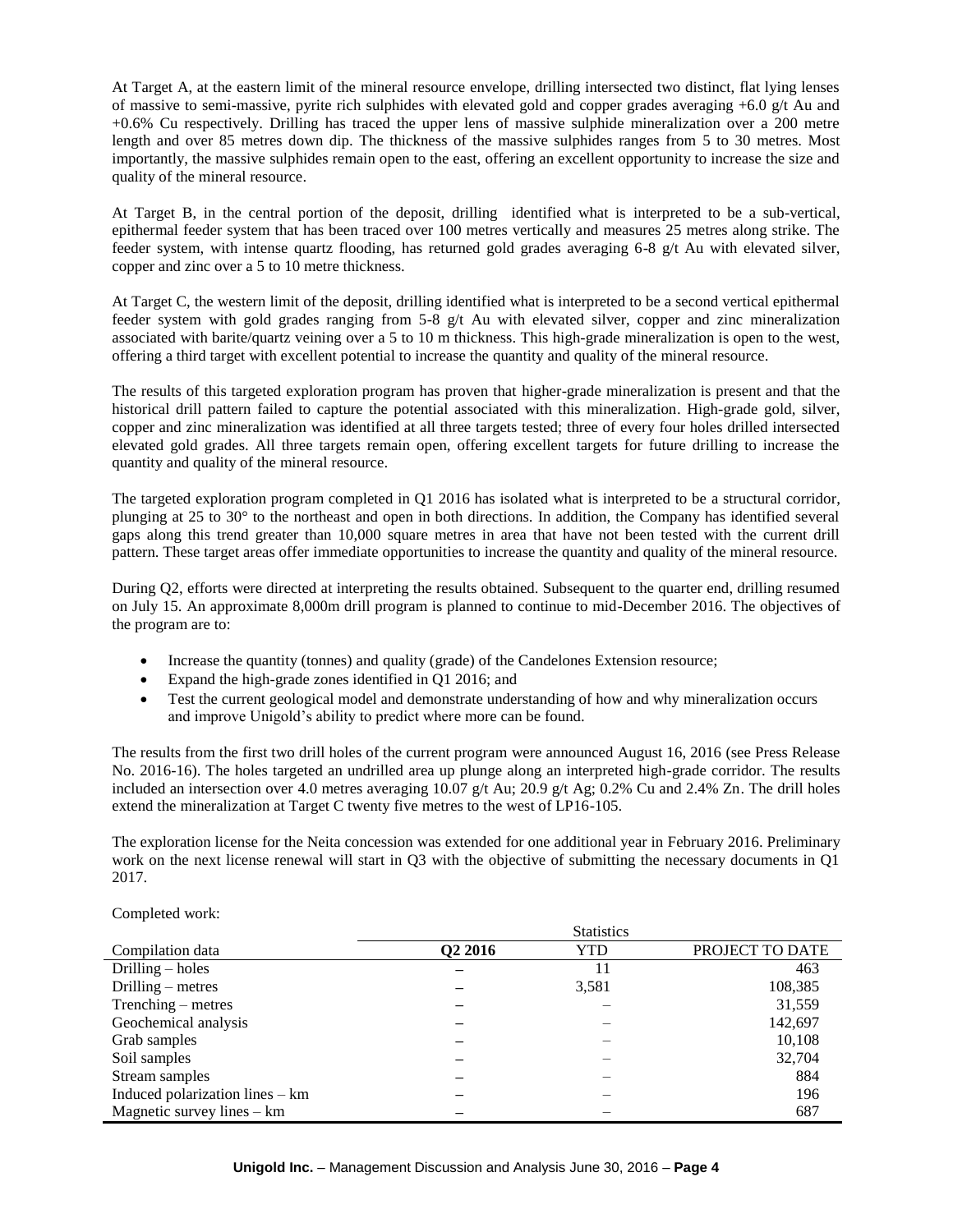At Target A, at the eastern limit of the mineral resource envelope, drilling intersected two distinct, flat lying lenses of massive to semi-massive, pyrite rich sulphides with elevated gold and copper grades averaging +6.0 g/t Au and +0.6% Cu respectively. Drilling has traced the upper lens of massive sulphide mineralization over a 200 metre length and over 85 metres down dip. The thickness of the massive sulphides ranges from 5 to 30 metres. Most importantly, the massive sulphides remain open to the east, offering an excellent opportunity to increase the size and quality of the mineral resource.

At Target B, in the central portion of the deposit, drilling identified what is interpreted to be a sub-vertical, epithermal feeder system that has been traced over 100 metres vertically and measures 25 metres along strike. The feeder system, with intense quartz flooding, has returned gold grades averaging 6-8 g/t Au with elevated silver, copper and zinc over a 5 to 10 metre thickness.

At Target C, the western limit of the deposit, drilling identified what is interpreted to be a second vertical epithermal feeder system with gold grades ranging from 5-8 g/t Au with elevated silver, copper and zinc mineralization associated with barite/quartz veining over a 5 to 10 m thickness. This high-grade mineralization is open to the west, offering a third target with excellent potential to increase the quantity and quality of the mineral resource.

The results of this targeted exploration program has proven that higher-grade mineralization is present and that the historical drill pattern failed to capture the potential associated with this mineralization. High-grade gold, silver, copper and zinc mineralization was identified at all three targets tested; three of every four holes drilled intersected elevated gold grades. All three targets remain open, offering excellent targets for future drilling to increase the quantity and quality of the mineral resource.

The targeted exploration program completed in Q1 2016 has isolated what is interpreted to be a structural corridor, plunging at 25 to 30° to the northeast and open in both directions. In addition, the Company has identified several gaps along this trend greater than 10,000 square metres in area that have not been tested with the current drill pattern. These target areas offer immediate opportunities to increase the quantity and quality of the mineral resource.

During Q2, efforts were directed at interpreting the results obtained. Subsequent to the quarter end, drilling resumed on July 15. An approximate 8,000m drill program is planned to continue to mid-December 2016. The objectives of the program are to:

- Increase the quantity (tonnes) and quality (grade) of the Candelones Extension resource;
- Expand the high-grade zones identified in Q1 2016; and
- Test the current geological model and demonstrate understanding of how and why mineralization occurs and improve Unigold's ability to predict where more can be found.

The results from the first two drill holes of the current program were announced August 16, 2016 (see Press Release No. 2016-16). The holes targeted an undrilled area up plunge along an interpreted high-grade corridor. The results included an intersection over 4.0 metres averaging 10.07 g/t Au; 20.9 g/t Ag; 0.2% Cu and 2.4% Zn. The drill holes extend the mineralization at Target C twenty five metres to the west of LP16-105.

The exploration license for the Neita concession was extended for one additional year in February 2016. Preliminary work on the next license renewal will start in Q3 with the objective of submitting the necessary documents in Q1 2017.

Completed work:

| | Statistics | | |
|---|---|---|---|
| Compilation data | **Q2 2016** | YTD | PROJECT TO DATE |
| Drilling – holes | – | 11 | 463 |
| Drilling – metres | – | 3,581 | 108,385 |
| Trenching – metres | – | – | 31,559 |
| Geochemical analysis | – | – | 142,697 |
| Grab samples | – | – | 10,108 |
| Soil samples | – | – | 32,704 |
| Stream samples | – | – | 884 |
| Induced polarization lines – km | – | – | 196 |
| Magnetic survey lines – km | – | – | 687 |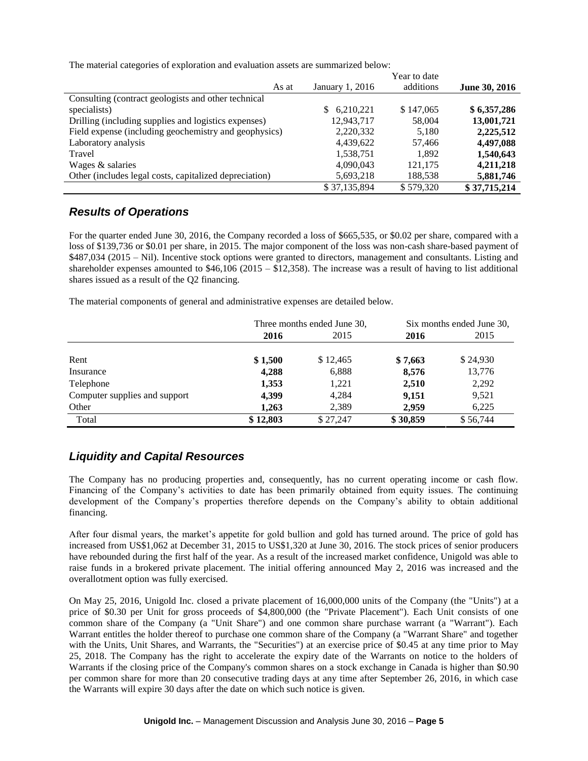The material categories of exploration and evaluation assets are summarized below:

| As at | January 1, 2016 | Year to date additions | **June 30, 2016** |
|---|---|---|---|
| Consulting (contract geologists and other technical specialists) | $ 6,210,221 | $ 147,065 | **$ 6,357,286** |
| Drilling (including supplies and logistics expenses) | 12,943,717 | 58,004 | **13,001,721** |
| Field expense (including geochemistry and geophysics) | 2,220,332 | 5,180 | **2,225,512** |
| Laboratory analysis | 4,439,622 | 57,466 | **4,497,088** |
| Travel | 1,538,751 | 1,892 | **1,540,643** |
| Wages & salaries | 4,090,043 | 121,175 | **4,211,218** |
| Other (includes legal costs, capitalized depreciation) | 5,693,218 | 188,538 | **5,881,746** |
| | $ 37,135,894 | $ 579,320 | **$ 37,715,214** |

## *Results of Operations*

For the quarter ended June 30, 2016, the Company recorded a loss of $665,535, or $0.02 per share, compared with a loss of $139,736 or $0.01 per share, in 2015. The major component of the loss was non-cash share-based payment of $487,034 (2015 – Nil). Incentive stock options were granted to directors, management and consultants. Listing and shareholder expenses amounted to $46,106 (2015 – $12,358). The increase was a result of having to list additional shares issued as a result of the Q2 financing.

The material components of general and administrative expenses are detailed below.

| | Three months ended June 30, | | Six months ended June 30, | |
|---|---|---|---|---|
| | **2016** | 2015 | **2016** | 2015 |
| Rent | **$ 1,500** | $ 12,465 | **$ 7,663** | $ 24,930 |
| Insurance | **4,288** | 6,888 | **8,576** | 13,776 |
| Telephone | **1,353** | 1,221 | **2,510** | 2,292 |
| Computer supplies and support | **4,399** | 4,284 | **9,151** | 9,521 |
| Other | **1,263** | 2,389 | **2,959** | 6,225 |
| Total | **$ 12,803** | $ 27,247 | **$ 30,859** | $ 56,744 |

## *Liquidity and Capital Resources*

The Company has no producing properties and, consequently, has no current operating income or cash flow. Financing of the Company's activities to date has been primarily obtained from equity issues. The continuing development of the Company's properties therefore depends on the Company's ability to obtain additional financing.

After four dismal years, the market's appetite for gold bullion and gold has turned around. The price of gold has increased from US$1,062 at December 31, 2015 to US$1,320 at June 30, 2016. The stock prices of senior producers have rebounded during the first half of the year. As a result of the increased market confidence, Unigold was able to raise funds in a brokered private placement. The initial offering announced May 2, 2016 was increased and the overallotment option was fully exercised.

On May 25, 2016, Unigold Inc. closed a private placement of 16,000,000 units of the Company (the "Units") at a price of $0.30 per Unit for gross proceeds of $4,800,000 (the "Private Placement"). Each Unit consists of one common share of the Company (a "Unit Share") and one common share purchase warrant (a "Warrant"). Each Warrant entitles the holder thereof to purchase one common share of the Company (a "Warrant Share" and together with the Units, Unit Shares, and Warrants, the "Securities") at an exercise price of $0.45 at any time prior to May 25, 2018. The Company has the right to accelerate the expiry date of the Warrants on notice to the holders of Warrants if the closing price of the Company's common shares on a stock exchange in Canada is higher than $0.90 per common share for more than 20 consecutive trading days at any time after September 26, 2016, in which case the Warrants will expire 30 days after the date on which such notice is given.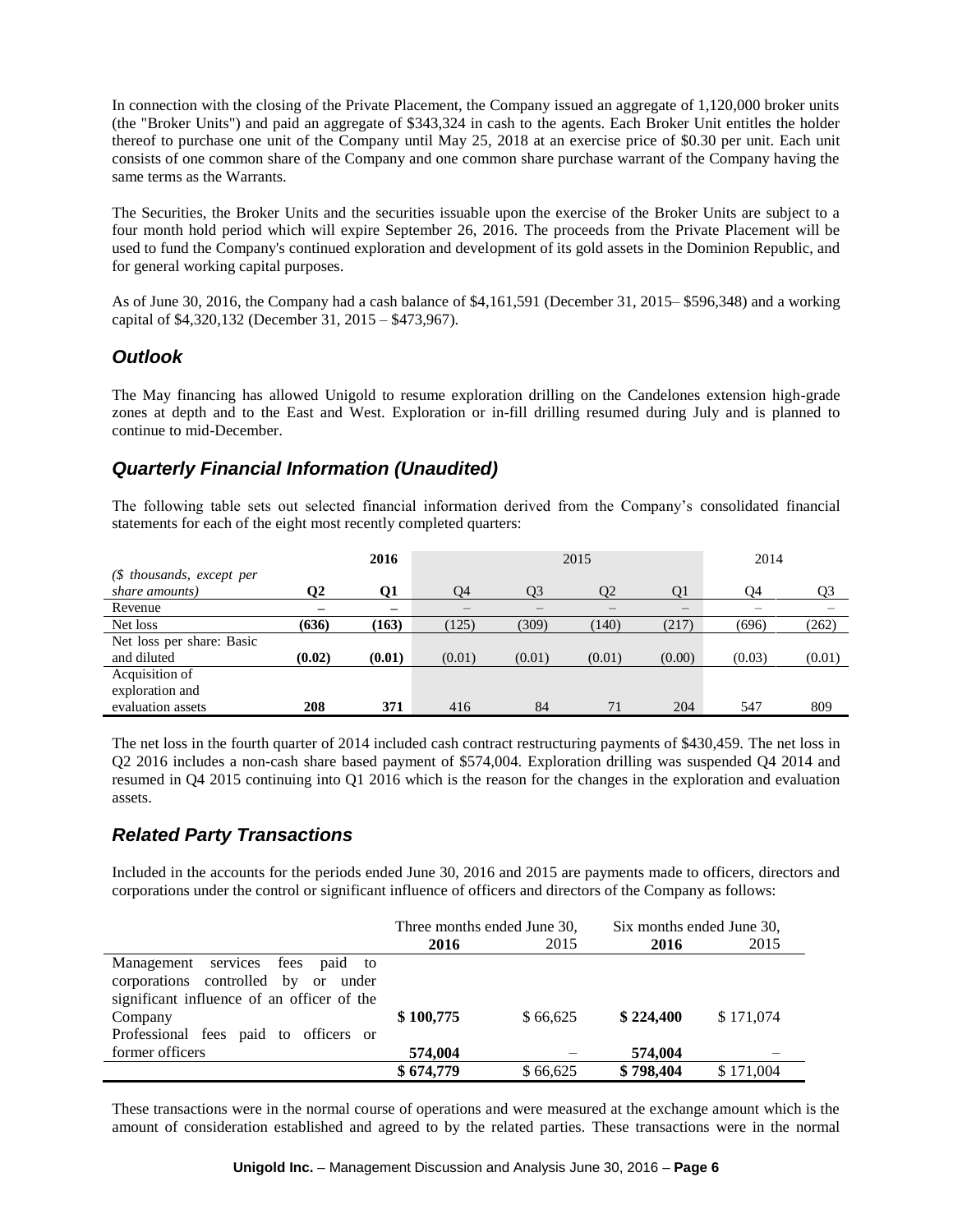In connection with the closing of the Private Placement, the Company issued an aggregate of 1,120,000 broker units (the "Broker Units") and paid an aggregate of $343,324 in cash to the agents. Each Broker Unit entitles the holder thereof to purchase one unit of the Company until May 25, 2018 at an exercise price of $0.30 per unit. Each unit consists of one common share of the Company and one common share purchase warrant of the Company having the same terms as the Warrants.

The Securities, the Broker Units and the securities issuable upon the exercise of the Broker Units are subject to a four month hold period which will expire September 26, 2016. The proceeds from the Private Placement will be used to fund the Company's continued exploration and development of its gold assets in the Dominion Republic, and for general working capital purposes.

As of June 30, 2016, the Company had a cash balance of $4,161,591 (December 31, 2015– $596,348) and a working capital of $4,320,132 (December 31, 2015 – $473,967).

## *Outlook*

The May financing has allowed Unigold to resume exploration drilling on the Candelones extension high-grade zones at depth and to the East and West. Exploration or in-fill drilling resumed during July and is planned to continue to mid-December.

## *Quarterly Financial Information (Unaudited)*

The following table sets out selected financial information derived from the Company's consolidated financial statements for each of the eight most recently completed quarters:

| | **2016** | | 2015 | | | | 2014 | |
|---|---|---|---|---|---|---|---|---|
| *($ thousands, except per share amounts)* | **Q2** | **Q1** | Q4 | Q3 | Q2 | Q1 | Q4 | Q3 |
| Revenue | **–** | **–** | – | – | – | – | – | – |
| Net loss | **(636)** | **(163)** | (125) | (309) | (140) | (217) | (696) | (262) |
| Net loss per share: Basic and diluted | **(0.02)** | **(0.01)** | (0.01) | (0.01) | (0.01) | (0.00) | (0.03) | (0.01) |
| Acquisition of exploration and evaluation assets | **208** | **371** | 416 | 84 | 71 | 204 | 547 | 809 |

The net loss in the fourth quarter of 2014 included cash contract restructuring payments of $430,459. The net loss in Q2 2016 includes a non-cash share based payment of $574,004. Exploration drilling was suspended Q4 2014 and resumed in Q4 2015 continuing into Q1 2016 which is the reason for the changes in the exploration and evaluation assets.

## *Related Party Transactions*

Included in the accounts for the periods ended June 30, 2016 and 2015 are payments made to officers, directors and corporations under the control or significant influence of officers and directors of the Company as follows:

| | Three months ended June 30, | | Six months ended June 30, | |
|---|---|---|---|---|
| | **2016** | 2015 | **2016** | 2015 |
| Management services fees paid to corporations controlled by or under significant influence of an officer of the Company | **$ 100,775** | $ 66,625 | **$ 224,400** | $ 171,074 |
| Professional fees paid to officers or former officers | **574,004** | – | **574,004** | – |
| | **$ 674,779** | $ 66,625 | **$ 798,404** | $ 171,004 |

These transactions were in the normal course of operations and were measured at the exchange amount which is the amount of consideration established and agreed to by the related parties. These transactions were in the normal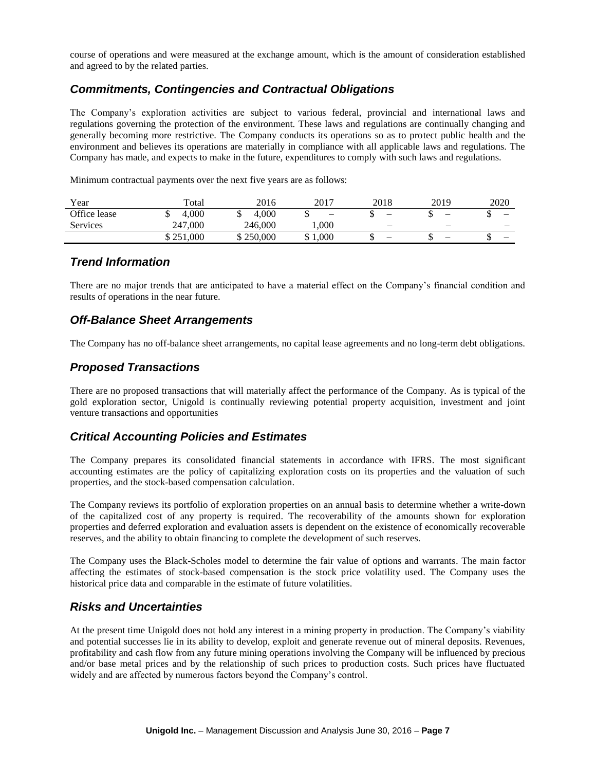course of operations and were measured at the exchange amount, which is the amount of consideration established and agreed to by the related parties.

## *Commitments, Contingencies and Contractual Obligations*

The Company's exploration activities are subject to various federal, provincial and international laws and regulations governing the protection of the environment. These laws and regulations are continually changing and generally becoming more restrictive. The Company conducts its operations so as to protect public health and the environment and believes its operations are materially in compliance with all applicable laws and regulations. The Company has made, and expects to make in the future, expenditures to comply with such laws and regulations.

Minimum contractual payments over the next five years are as follows:

| Year | Total | 2016 | 2017 | 2018 | 2019 | 2020 |
|---|---|---|---|---|---|---|
| Office lease | $ 4,000 | $ 4,000 | $ – | $ – | $ – | $ – |
| Services | 247,000 | 246,000 | 1,000 | – | – | – |
| | $ 251,000 | $ 250,000 | $ 1,000 | $ – | $ – | $ – |

## *Trend Information*

There are no major trends that are anticipated to have a material effect on the Company's financial condition and results of operations in the near future.

## *Off-Balance Sheet Arrangements*

The Company has no off-balance sheet arrangements, no capital lease agreements and no long-term debt obligations.

## *Proposed Transactions*

There are no proposed transactions that will materially affect the performance of the Company. As is typical of the gold exploration sector, Unigold is continually reviewing potential property acquisition, investment and joint venture transactions and opportunities

## *Critical Accounting Policies and Estimates*

The Company prepares its consolidated financial statements in accordance with IFRS. The most significant accounting estimates are the policy of capitalizing exploration costs on its properties and the valuation of such properties, and the stock-based compensation calculation.

The Company reviews its portfolio of exploration properties on an annual basis to determine whether a write-down of the capitalized cost of any property is required. The recoverability of the amounts shown for exploration properties and deferred exploration and evaluation assets is dependent on the existence of economically recoverable reserves, and the ability to obtain financing to complete the development of such reserves.

The Company uses the Black-Scholes model to determine the fair value of options and warrants. The main factor affecting the estimates of stock-based compensation is the stock price volatility used. The Company uses the historical price data and comparable in the estimate of future volatilities.

## *Risks and Uncertainties*

At the present time Unigold does not hold any interest in a mining property in production. The Company's viability and potential successes lie in its ability to develop, exploit and generate revenue out of mineral deposits. Revenues, profitability and cash flow from any future mining operations involving the Company will be influenced by precious and/or base metal prices and by the relationship of such prices to production costs. Such prices have fluctuated widely and are affected by numerous factors beyond the Company's control.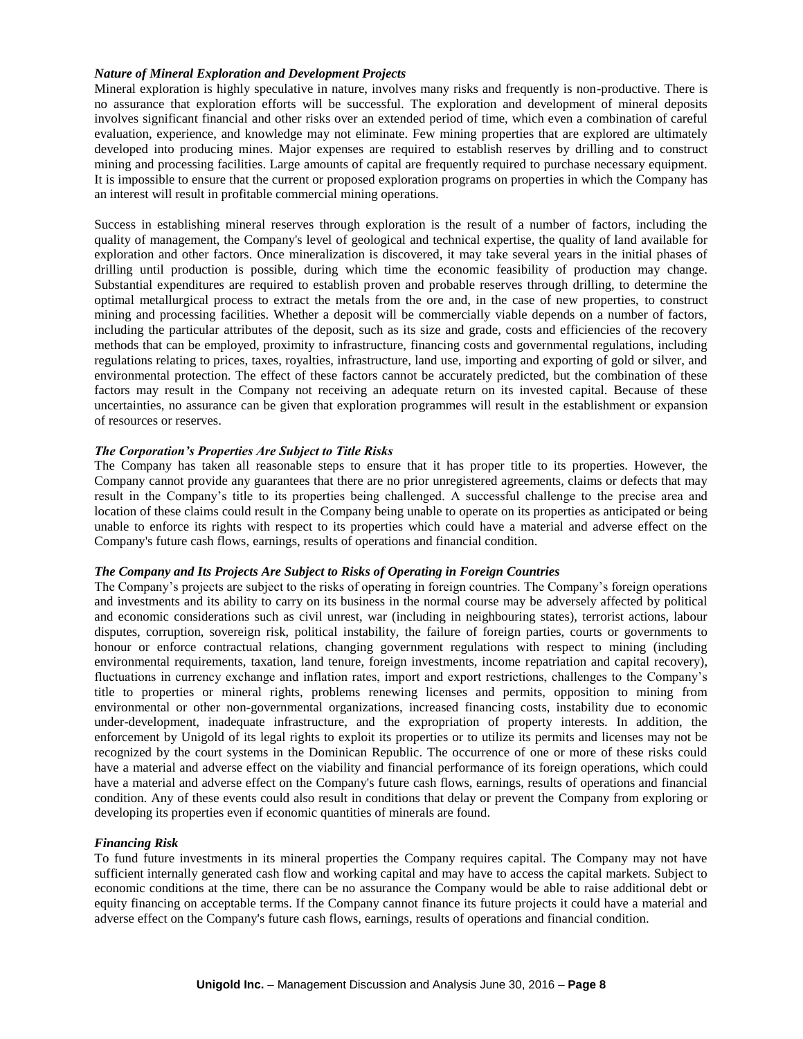### *Nature of Mineral Exploration and Development Projects*

Mineral exploration is highly speculative in nature, involves many risks and frequently is non-productive. There is no assurance that exploration efforts will be successful. The exploration and development of mineral deposits involves significant financial and other risks over an extended period of time, which even a combination of careful evaluation, experience, and knowledge may not eliminate. Few mining properties that are explored are ultimately developed into producing mines. Major expenses are required to establish reserves by drilling and to construct mining and processing facilities. Large amounts of capital are frequently required to purchase necessary equipment. It is impossible to ensure that the current or proposed exploration programs on properties in which the Company has an interest will result in profitable commercial mining operations.

Success in establishing mineral reserves through exploration is the result of a number of factors, including the quality of management, the Company's level of geological and technical expertise, the quality of land available for exploration and other factors. Once mineralization is discovered, it may take several years in the initial phases of drilling until production is possible, during which time the economic feasibility of production may change. Substantial expenditures are required to establish proven and probable reserves through drilling, to determine the optimal metallurgical process to extract the metals from the ore and, in the case of new properties, to construct mining and processing facilities. Whether a deposit will be commercially viable depends on a number of factors, including the particular attributes of the deposit, such as its size and grade, costs and efficiencies of the recovery methods that can be employed, proximity to infrastructure, financing costs and governmental regulations, including regulations relating to prices, taxes, royalties, infrastructure, land use, importing and exporting of gold or silver, and environmental protection. The effect of these factors cannot be accurately predicted, but the combination of these factors may result in the Company not receiving an adequate return on its invested capital. Because of these uncertainties, no assurance can be given that exploration programmes will result in the establishment or expansion of resources or reserves.

### *The Corporation's Properties Are Subject to Title Risks*

The Company has taken all reasonable steps to ensure that it has proper title to its properties. However, the Company cannot provide any guarantees that there are no prior unregistered agreements, claims or defects that may result in the Company's title to its properties being challenged. A successful challenge to the precise area and location of these claims could result in the Company being unable to operate on its properties as anticipated or being unable to enforce its rights with respect to its properties which could have a material and adverse effect on the Company's future cash flows, earnings, results of operations and financial condition.

### *The Company and Its Projects Are Subject to Risks of Operating in Foreign Countries*

The Company's projects are subject to the risks of operating in foreign countries. The Company's foreign operations and investments and its ability to carry on its business in the normal course may be adversely affected by political and economic considerations such as civil unrest, war (including in neighbouring states), terrorist actions, labour disputes, corruption, sovereign risk, political instability, the failure of foreign parties, courts or governments to honour or enforce contractual relations, changing government regulations with respect to mining (including environmental requirements, taxation, land tenure, foreign investments, income repatriation and capital recovery), fluctuations in currency exchange and inflation rates, import and export restrictions, challenges to the Company's title to properties or mineral rights, problems renewing licenses and permits, opposition to mining from environmental or other non-governmental organizations, increased financing costs, instability due to economic under-development, inadequate infrastructure, and the expropriation of property interests. In addition, the enforcement by Unigold of its legal rights to exploit its properties or to utilize its permits and licenses may not be recognized by the court systems in the Dominican Republic. The occurrence of one or more of these risks could have a material and adverse effect on the viability and financial performance of its foreign operations, which could have a material and adverse effect on the Company's future cash flows, earnings, results of operations and financial condition. Any of these events could also result in conditions that delay or prevent the Company from exploring or developing its properties even if economic quantities of minerals are found.

### *Financing Risk*

To fund future investments in its mineral properties the Company requires capital. The Company may not have sufficient internally generated cash flow and working capital and may have to access the capital markets. Subject to economic conditions at the time, there can be no assurance the Company would be able to raise additional debt or equity financing on acceptable terms. If the Company cannot finance its future projects it could have a material and adverse effect on the Company's future cash flows, earnings, results of operations and financial condition.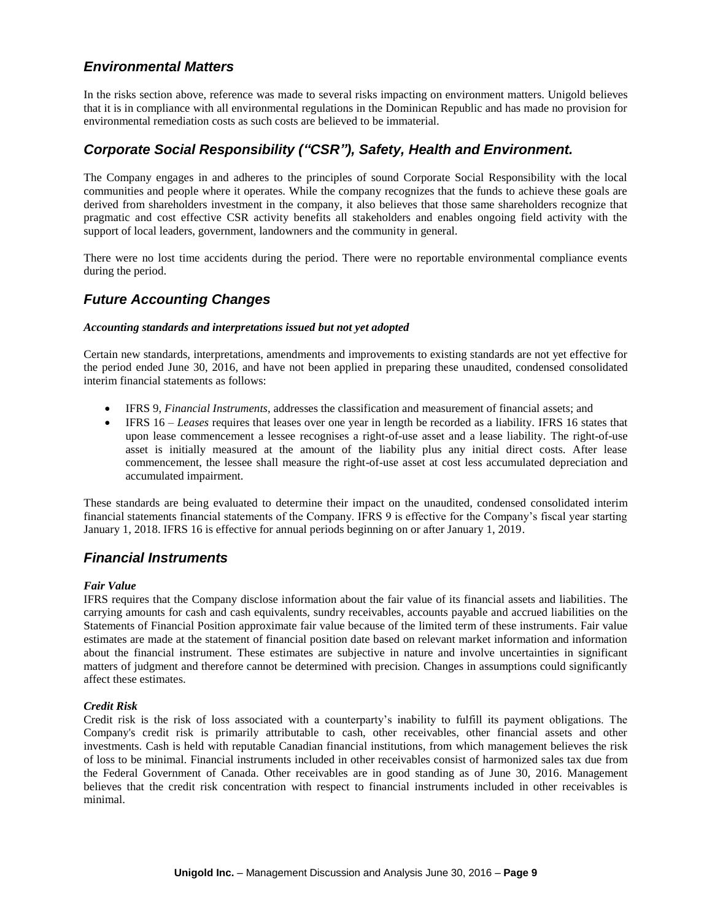## *Environmental Matters*

In the risks section above, reference was made to several risks impacting on environment matters. Unigold believes that it is in compliance with all environmental regulations in the Dominican Republic and has made no provision for environmental remediation costs as such costs are believed to be immaterial.

## *Corporate Social Responsibility ("CSR"), Safety, Health and Environment.*

The Company engages in and adheres to the principles of sound Corporate Social Responsibility with the local communities and people where it operates. While the company recognizes that the funds to achieve these goals are derived from shareholders investment in the company, it also believes that those same shareholders recognize that pragmatic and cost effective CSR activity benefits all stakeholders and enables ongoing field activity with the support of local leaders, government, landowners and the community in general.

There were no lost time accidents during the period. There were no reportable environmental compliance events during the period.

## *Future Accounting Changes*

***Accounting standards and interpretations issued but not yet adopted***

Certain new standards, interpretations, amendments and improvements to existing standards are not yet effective for the period ended June 30, 2016, and have not been applied in preparing these unaudited, condensed consolidated interim financial statements as follows:

- IFRS 9, *Financial Instruments*, addresses the classification and measurement of financial assets; and
- IFRS 16 – *Leases* requires that leases over one year in length be recorded as a liability. IFRS 16 states that upon lease commencement a lessee recognises a right-of-use asset and a lease liability. The right-of-use asset is initially measured at the amount of the liability plus any initial direct costs. After lease commencement, the lessee shall measure the right-of-use asset at cost less accumulated depreciation and accumulated impairment.

These standards are being evaluated to determine their impact on the unaudited, condensed consolidated interim financial statements financial statements of the Company. IFRS 9 is effective for the Company's fiscal year starting January 1, 2018. IFRS 16 is effective for annual periods beginning on or after January 1, 2019.

## *Financial Instruments*

***Fair Value***

IFRS requires that the Company disclose information about the fair value of its financial assets and liabilities. The carrying amounts for cash and cash equivalents, sundry receivables, accounts payable and accrued liabilities on the Statements of Financial Position approximate fair value because of the limited term of these instruments. Fair value estimates are made at the statement of financial position date based on relevant market information and information about the financial instrument. These estimates are subjective in nature and involve uncertainties in significant matters of judgment and therefore cannot be determined with precision. Changes in assumptions could significantly affect these estimates.

***Credit Risk***

Credit risk is the risk of loss associated with a counterparty's inability to fulfill its payment obligations. The Company's credit risk is primarily attributable to cash, other receivables, other financial assets and other investments. Cash is held with reputable Canadian financial institutions, from which management believes the risk of loss to be minimal. Financial instruments included in other receivables consist of harmonized sales tax due from the Federal Government of Canada. Other receivables are in good standing as of June 30, 2016. Management believes that the credit risk concentration with respect to financial instruments included in other receivables is minimal.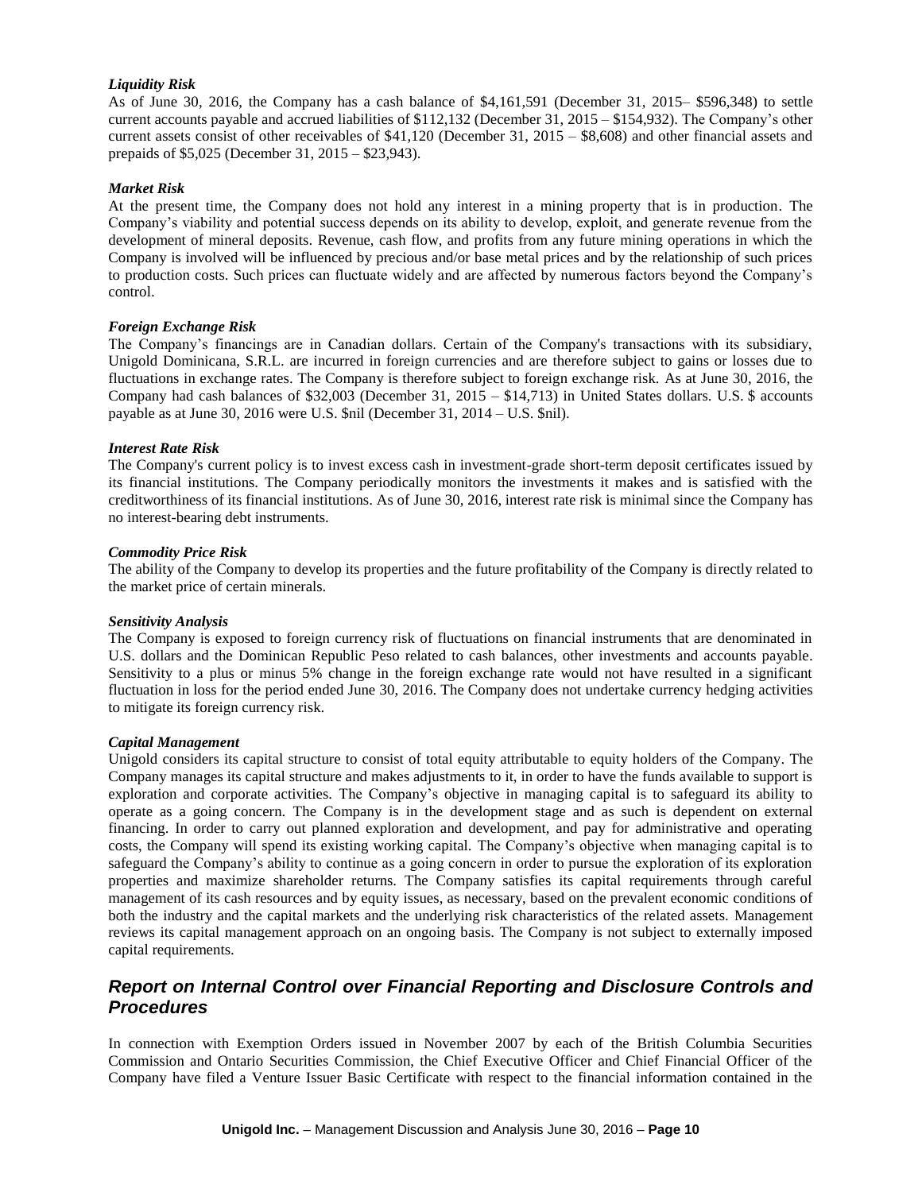### *Liquidity Risk*

As of June 30, 2016, the Company has a cash balance of $4,161,591 (December 31, 2015– $596,348) to settle current accounts payable and accrued liabilities of $112,132 (December 31, 2015 – $154,932). The Company's other current assets consist of other receivables of $41,120 (December 31, 2015 – $8,608) and other financial assets and prepaids of $5,025 (December 31, 2015 – $23,943).

### *Market Risk*

At the present time, the Company does not hold any interest in a mining property that is in production. The Company's viability and potential success depends on its ability to develop, exploit, and generate revenue from the development of mineral deposits. Revenue, cash flow, and profits from any future mining operations in which the Company is involved will be influenced by precious and/or base metal prices and by the relationship of such prices to production costs. Such prices can fluctuate widely and are affected by numerous factors beyond the Company's control.

### *Foreign Exchange Risk*

The Company's financings are in Canadian dollars. Certain of the Company's transactions with its subsidiary, Unigold Dominicana, S.R.L. are incurred in foreign currencies and are therefore subject to gains or losses due to fluctuations in exchange rates. The Company is therefore subject to foreign exchange risk. As at June 30, 2016, the Company had cash balances of $32,003 (December 31, 2015 – $14,713) in United States dollars. U.S. $ accounts payable as at June 30, 2016 were U.S. $nil (December 31, 2014 – U.S. $nil).

### *Interest Rate Risk*

The Company's current policy is to invest excess cash in investment-grade short-term deposit certificates issued by its financial institutions. The Company periodically monitors the investments it makes and is satisfied with the creditworthiness of its financial institutions. As of June 30, 2016, interest rate risk is minimal since the Company has no interest-bearing debt instruments.

### *Commodity Price Risk*

The ability of the Company to develop its properties and the future profitability of the Company is directly related to the market price of certain minerals.

### *Sensitivity Analysis*

The Company is exposed to foreign currency risk of fluctuations on financial instruments that are denominated in U.S. dollars and the Dominican Republic Peso related to cash balances, other investments and accounts payable. Sensitivity to a plus or minus 5% change in the foreign exchange rate would not have resulted in a significant fluctuation in loss for the period ended June 30, 2016. The Company does not undertake currency hedging activities to mitigate its foreign currency risk.

### *Capital Management*

Unigold considers its capital structure to consist of total equity attributable to equity holders of the Company. The Company manages its capital structure and makes adjustments to it, in order to have the funds available to support is exploration and corporate activities. The Company's objective in managing capital is to safeguard its ability to operate as a going concern. The Company is in the development stage and as such is dependent on external financing. In order to carry out planned exploration and development, and pay for administrative and operating costs, the Company will spend its existing working capital. The Company's objective when managing capital is to safeguard the Company's ability to continue as a going concern in order to pursue the exploration of its exploration properties and maximize shareholder returns. The Company satisfies its capital requirements through careful management of its cash resources and by equity issues, as necessary, based on the prevalent economic conditions of both the industry and the capital markets and the underlying risk characteristics of the related assets. Management reviews its capital management approach on an ongoing basis. The Company is not subject to externally imposed capital requirements.

## *Report on Internal Control over Financial Reporting and Disclosure Controls and Procedures*

In connection with Exemption Orders issued in November 2007 by each of the British Columbia Securities Commission and Ontario Securities Commission, the Chief Executive Officer and Chief Financial Officer of the Company have filed a Venture Issuer Basic Certificate with respect to the financial information contained in the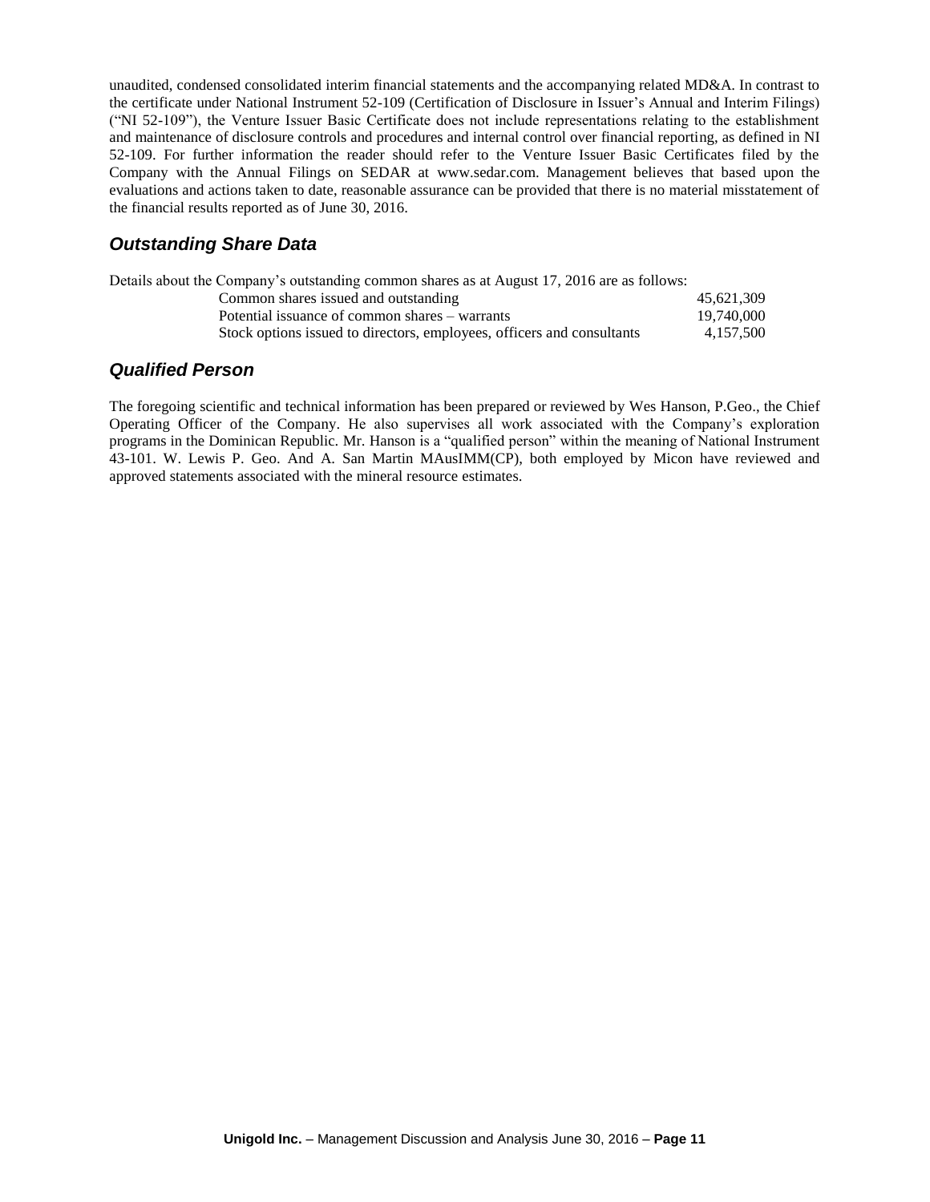unaudited, condensed consolidated interim financial statements and the accompanying related MD&A. In contrast to the certificate under National Instrument 52-109 (Certification of Disclosure in Issuer's Annual and Interim Filings) ("NI 52-109"), the Venture Issuer Basic Certificate does not include representations relating to the establishment and maintenance of disclosure controls and procedures and internal control over financial reporting, as defined in NI 52-109. For further information the reader should refer to the Venture Issuer Basic Certificates filed by the Company with the Annual Filings on SEDAR at www.sedar.com. Management believes that based upon the evaluations and actions taken to date, reasonable assurance can be provided that there is no material misstatement of the financial results reported as of June 30, 2016.

## *Outstanding Share Data*

Details about the Company's outstanding common shares as at August 17, 2016 are as follows:

| | |
|---|---|
| Common shares issued and outstanding | 45,621,309 |
| Potential issuance of common shares – warrants | 19,740,000 |
| Stock options issued to directors, employees, officers and consultants | 4,157,500 |

## *Qualified Person*

The foregoing scientific and technical information has been prepared or reviewed by Wes Hanson, P.Geo., the Chief Operating Officer of the Company. He also supervises all work associated with the Company's exploration programs in the Dominican Republic. Mr. Hanson is a "qualified person" within the meaning of National Instrument 43-101. W. Lewis P. Geo. And A. San Martin MAusIMM(CP), both employed by Micon have reviewed and approved statements associated with the mineral resource estimates.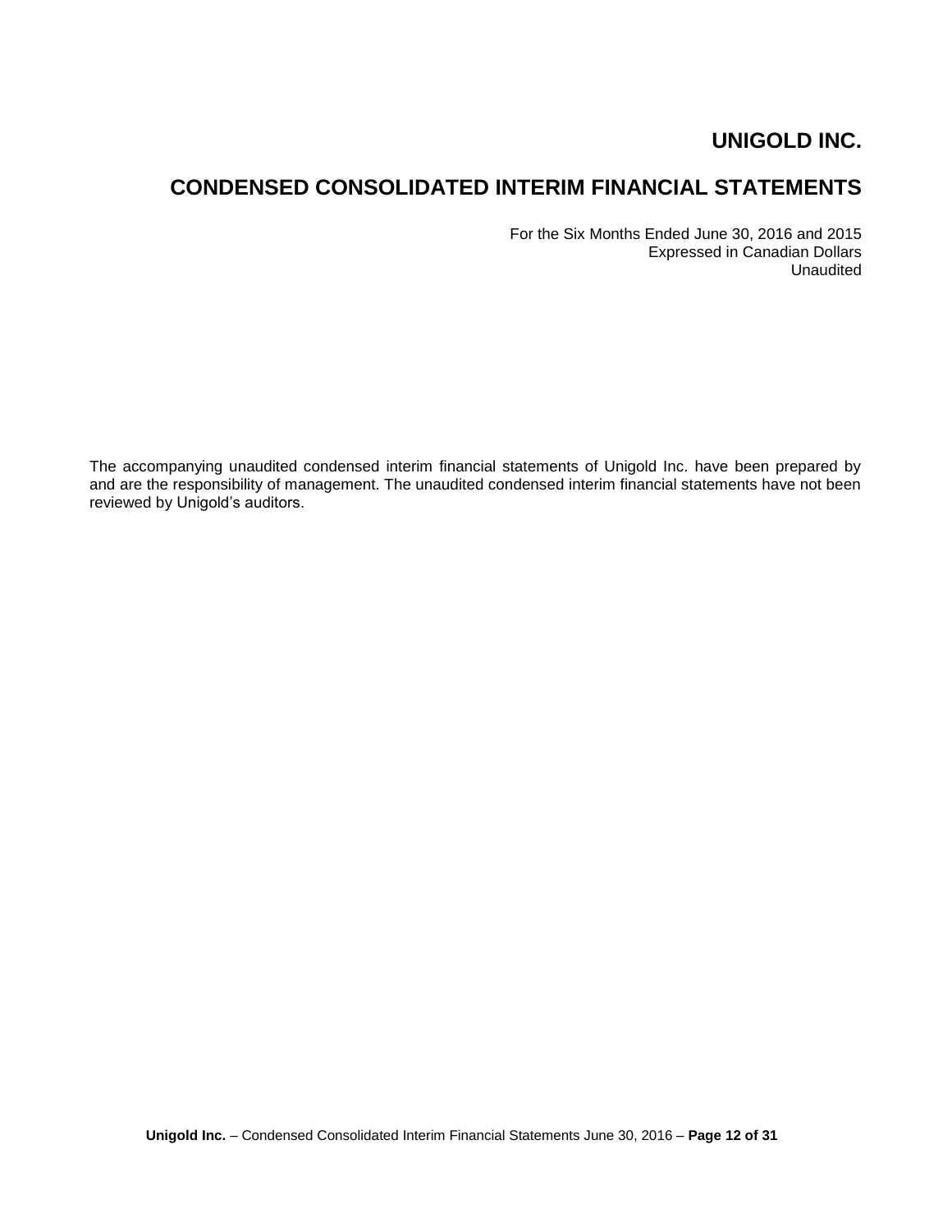# UNIGOLD INC.

# CONDENSED CONSOLIDATED INTERIM FINANCIAL STATEMENTS

For the Six Months Ended June 30, 2016 and 2015
Expressed in Canadian Dollars
Unaudited

The accompanying unaudited condensed interim financial statements of Unigold Inc. have been prepared by and are the responsibility of management. The unaudited condensed interim financial statements have not been reviewed by Unigold's auditors.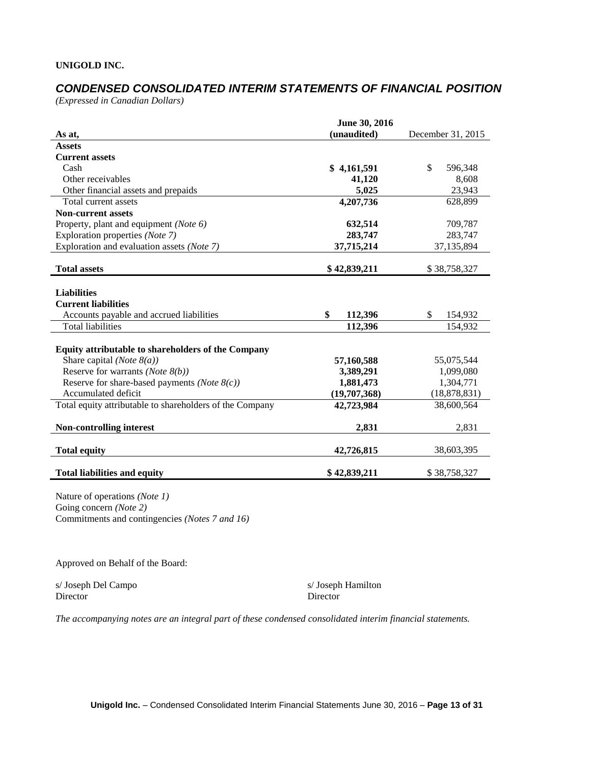**UNIGOLD INC.**

## *CONDENSED CONSOLIDATED INTERIM STATEMENTS OF FINANCIAL POSITION*

*(Expressed in Canadian Dollars)*

| As at, | June 30, 2016 (unaudited) | December 31, 2015 |
|---|---|---|
| **Assets** | | |
| **Current assets** | | |
| Cash | **$ 4,161,591** | $ 596,348 |
| Other receivables | **41,120** | 8,608 |
| Other financial assets and prepaids | **5,025** | 23,943 |
| Total current assets | **4,207,736** | 628,899 |
| **Non-current assets** | | |
| Property, plant and equipment *(Note 6)* | **632,514** | 709,787 |
| Exploration properties *(Note 7)* | **283,747** | 283,747 |
| Exploration and evaluation assets *(Note 7)* | **37,715,214** | 37,135,894 |
| **Total assets** | **$ 42,839,211** | $ 38,758,327 |
| | | |
| **Liabilities** | | |
| **Current liabilities** | | |
| Accounts payable and accrued liabilities | **$ 112,396** | $ 154,932 |
| Total liabilities | **112,396** | 154,932 |
| | | |
| **Equity attributable to shareholders of the Company** | | |
| Share capital *(Note 8(a))* | **57,160,588** | 55,075,544 |
| Reserve for warrants *(Note 8(b))* | **3,389,291** | 1,099,080 |
| Reserve for share-based payments *(Note 8(c))* | **1,881,473** | 1,304,771 |
| Accumulated deficit | **(19,707,368)** | (18,878,831) |
| Total equity attributable to shareholders of the Company | **42,723,984** | 38,600,564 |
| **Non-controlling interest** | **2,831** | 2,831 |
| **Total equity** | **42,726,815** | 38,603,395 |
| **Total liabilities and equity** | **$ 42,839,211** | $ 38,758,327 |

Nature of operations *(Note 1)*
Going concern *(Note 2)*
Commitments and contingencies *(Notes 7 and 16)*

Approved on Behalf of the Board:

s/ Joseph Del Campo
Director

s/ Joseph Hamilton
Director

*The accompanying notes are an integral part of these condensed consolidated interim financial statements.*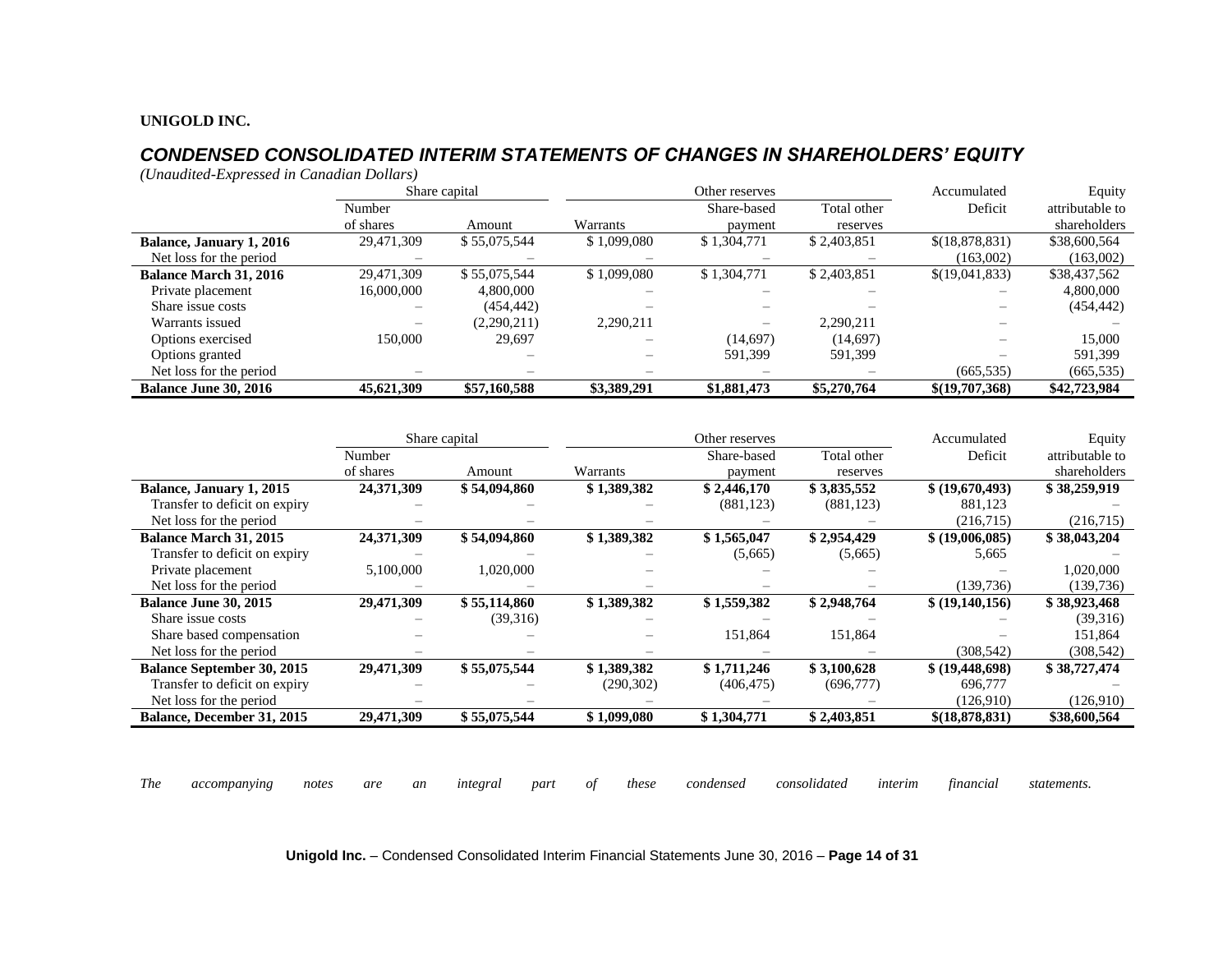**UNIGOLD INC.**

## *CONDENSED CONSOLIDATED INTERIM STATEMENTS OF CHANGES IN SHAREHOLDERS' EQUITY*

*(Unaudited-Expressed in Canadian Dollars)*

| | Share capital | | Other reserves | | | Accumulated | Equity |
|---|---|---|---|---|---|---|---|
| | Number of shares | Amount | Warrants | Share-based payment | Total other reserves | Deficit | attributable to shareholders |
| **Balance, January 1, 2016** | 29,471,309 | $ 55,075,544 | $ 1,099,080 | $ 1,304,771 | $ 2,403,851 | $(18,878,831) | $38,600,564 |
| Net loss for the period | – | – | – | – | – | (163,002) | (163,002) |
| **Balance March 31, 2016** | 29,471,309 | $ 55,075,544 | $ 1,099,080 | $ 1,304,771 | $ 2,403,851 | $(19,041,833) | $38,437,562 |
| Private placement | 16,000,000 | 4,800,000 | – | – | – | – | 4,800,000 |
| Share issue costs | – | (454,442) | – | – | – | – | (454,442) |
| Warrants issued | – | (2,290,211) | 2,290,211 | – | 2,290,211 | – | – |
| Options exercised | 150,000 | 29,697 | – | (14,697) | (14,697) | – | 15,000 |
| Options granted | | – | – | 591,399 | 591,399 | – | 591,399 |
| Net loss for the period | – | – | – | – | – | (665,535) | (665,535) |
| **Balance June 30, 2016** | **45,621,309** | **$57,160,588** | **$3,389,291** | **$1,881,473** | **$5,270,764** | **$(19,707,368)** | **$42,723,984** |

| | Share capital | | Other reserves | | | Accumulated | Equity |
|---|---|---|---|---|---|---|---|
| | Number of shares | Amount | Warrants | Share-based payment | Total other reserves | Deficit | attributable to shareholders |
| **Balance, January 1, 2015** | **24,371,309** | **$ 54,094,860** | **$ 1,389,382** | **$ 2,446,170** | **$ 3,835,552** | **$ (19,670,493)** | **$ 38,259,919** |
| Transfer to deficit on expiry | – | – | – | (881,123) | (881,123) | 881,123 | – |
| Net loss for the period | – | – | – | – | – | (216,715) | (216,715) |
| **Balance March 31, 2015** | **24,371,309** | **$ 54,094,860** | **$ 1,389,382** | **$ 1,565,047** | **$ 2,954,429** | **$ (19,006,085)** | **$ 38,043,204** |
| Transfer to deficit on expiry | – | – | – | (5,665) | (5,665) | 5,665 | – |
| Private placement | 5,100,000 | 1,020,000 | – | – | – | – | 1,020,000 |
| Net loss for the period | – | – | – | – | – | (139,736) | (139,736) |
| **Balance June 30, 2015** | **29,471,309** | **$ 55,114,860** | **$ 1,389,382** | **$ 1,559,382** | **$ 2,948,764** | **$ (19,140,156)** | **$ 38,923,468** |
| Share issue costs | – | (39,316) | – | – | – | – | (39,316) |
| Share based compensation | – | – | – | 151,864 | 151,864 | – | 151,864 |
| Net loss for the period | – | – | – | – | – | (308,542) | (308,542) |
| **Balance September 30, 2015** | **29,471,309** | **$ 55,075,544** | **$ 1,389,382** | **$ 1,711,246** | **$ 3,100,628** | **$ (19,448,698)** | **$ 38,727,474** |
| Transfer to deficit on expiry | – | – | (290,302) | (406,475) | (696,777) | 696,777 | – |
| Net loss for the period | – | – | – | – | – | (126,910) | (126,910) |
| **Balance, December 31, 2015** | **29,471,309** | **$ 55,075,544** | **$ 1,099,080** | **$ 1,304,771** | **$ 2,403,851** | **$(18,878,831)** | **$38,600,564** |

*The accompanying notes are an integral part of these condensed consolidated interim financial statements.*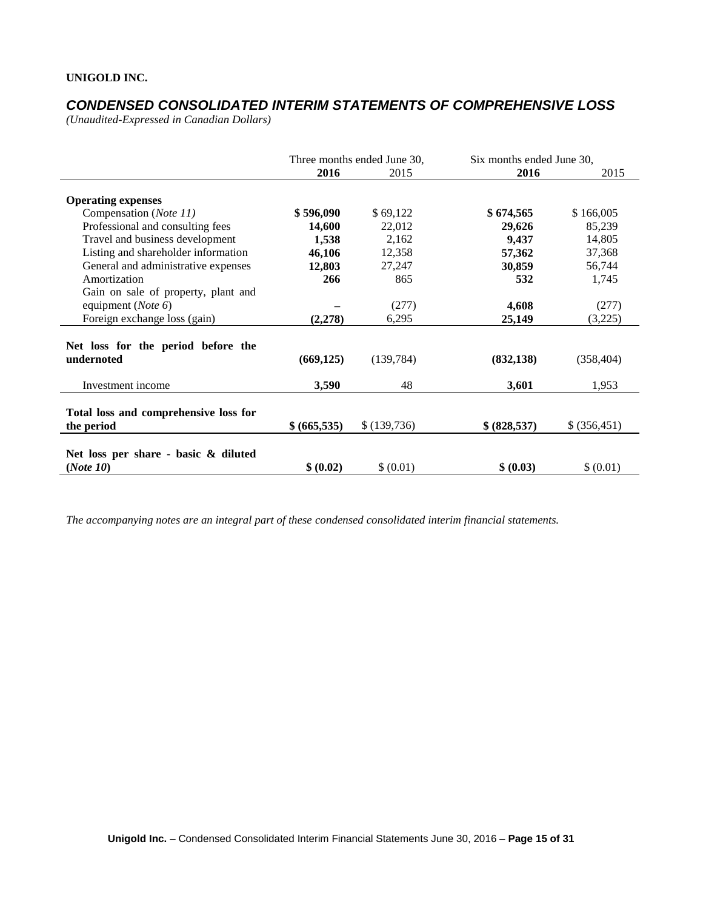**UNIGOLD INC.**

## *CONDENSED CONSOLIDATED INTERIM STATEMENTS OF COMPREHENSIVE LOSS*

*(Unaudited-Expressed in Canadian Dollars)*

| | Three months ended June 30, | | Six months ended June 30, | |
|---|---|---|---|---|
| | **2016** | 2015 | **2016** | 2015 |
| **Operating expenses** | | | | |
| Compensation (*Note 11*) | **$ 596,090** | $ 69,122 | **$ 674,565** | $ 166,005 |
| Professional and consulting fees | **14,600** | 22,012 | **29,626** | 85,239 |
| Travel and business development | **1,538** | 2,162 | **9,437** | 14,805 |
| Listing and shareholder information | **46,106** | 12,358 | **57,362** | 37,368 |
| General and administrative expenses | **12,803** | 27,247 | **30,859** | 56,744 |
| Amortization | **266** | 865 | **532** | 1,745 |
| Gain on sale of property, plant and equipment (*Note 6*) | **–** | (277) | **4,608** | (277) |
| Foreign exchange loss (gain) | **(2,278)** | 6,295 | **25,149** | (3,225) |
| **Net loss for the period before the undernoted** | **(669,125)** | (139,784) | **(832,138)** | (358,404) |
| Investment income | **3,590** | 48 | **3,601** | 1,953 |
| **Total loss and comprehensive loss for the period** | **$ (665,535)** | $ (139,736) | **$ (828,537)** | $ (356,451) |
| **Net loss per share - basic & diluted (*Note 10*)** | **$ (0.02)** | $ (0.01) | **$ (0.03)** | $ (0.01) |

*The accompanying notes are an integral part of these condensed consolidated interim financial statements.*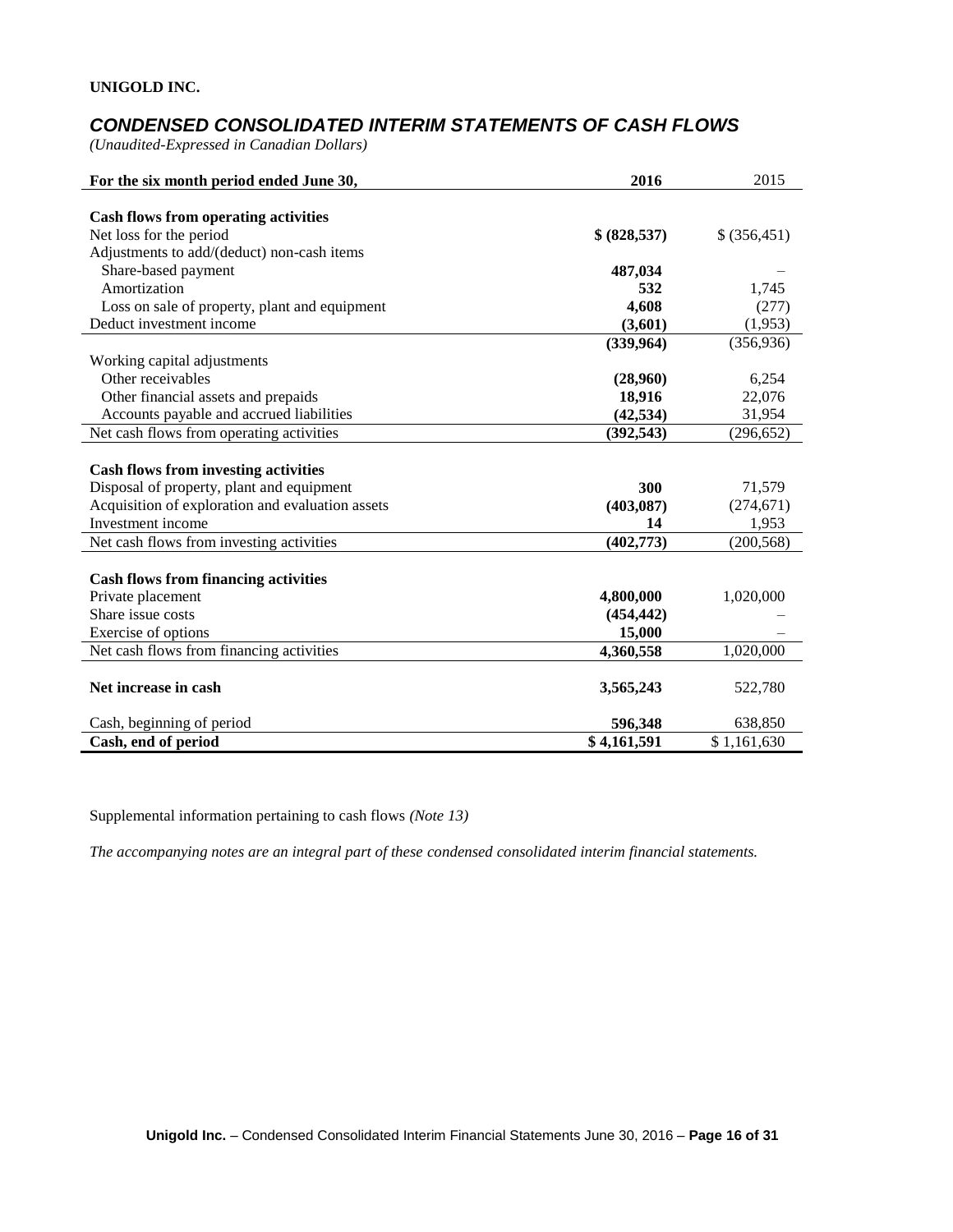**UNIGOLD INC.**

## *CONDENSED CONSOLIDATED INTERIM STATEMENTS OF CASH FLOWS*

*(Unaudited-Expressed in Canadian Dollars)*

| For the six month period ended June 30, | 2016 | 2015 |
|---|---|---|
| **Cash flows from operating activities** | | |
| Net loss for the period | **$ (828,537)** | $ (356,451) |
| Adjustments to add/(deduct) non-cash items | | |
| Share-based payment | **487,034** | – |
| Amortization | **532** | 1,745 |
| Loss on sale of property, plant and equipment | **4,608** | (277) |
| Deduct investment income | **(3,601)** | (1,953) |
| | **(339,964)** | (356,936) |
| Working capital adjustments | | |
| Other receivables | **(28,960)** | 6,254 |
| Other financial assets and prepaids | **18,916** | 22,076 |
| Accounts payable and accrued liabilities | **(42,534)** | 31,954 |
| Net cash flows from operating activities | **(392,543)** | (296,652) |
| **Cash flows from investing activities** | | |
| Disposal of property, plant and equipment | **300** | 71,579 |
| Acquisition of exploration and evaluation assets | **(403,087)** | (274,671) |
| Investment income | **14** | 1,953 |
| Net cash flows from investing activities | **(402,773)** | (200,568) |
| **Cash flows from financing activities** | | |
| Private placement | **4,800,000** | 1,020,000 |
| Share issue costs | **(454,442)** | – |
| Exercise of options | **15,000** | – |
| Net cash flows from financing activities | **4,360,558** | 1,020,000 |
| **Net increase in cash** | **3,565,243** | 522,780 |
| Cash, beginning of period | **596,348** | 638,850 |
| **Cash, end of period** | **$ 4,161,591** | $ 1,161,630 |

Supplemental information pertaining to cash flows *(Note 13)*

*The accompanying notes are an integral part of these condensed consolidated interim financial statements.*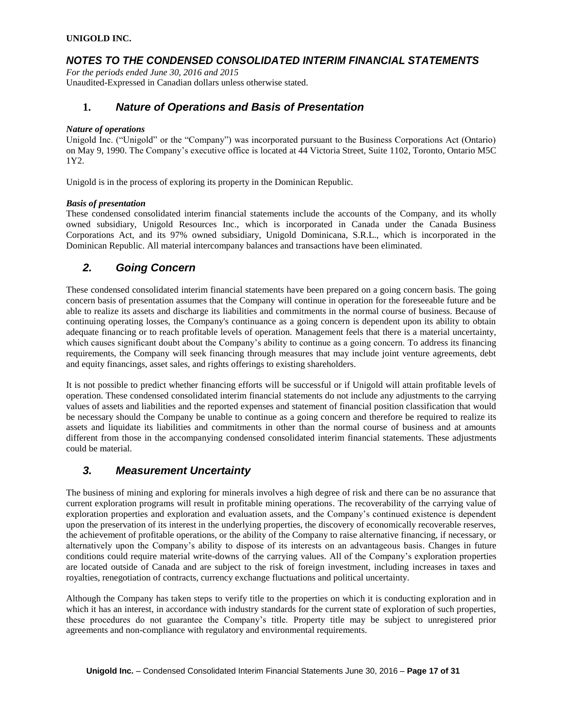**UNIGOLD INC.**

## *NOTES TO THE CONDENSED CONSOLIDATED INTERIM FINANCIAL STATEMENTS*

*For the periods ended June 30, 2016 and 2015*
Unaudited-Expressed in Canadian dollars unless otherwise stated.

## 1. *Nature of Operations and Basis of Presentation*

***Nature of operations***
Unigold Inc. ("Unigold" or the "Company") was incorporated pursuant to the Business Corporations Act (Ontario) on May 9, 1990. The Company's executive office is located at 44 Victoria Street, Suite 1102, Toronto, Ontario M5C 1Y2.

Unigold is in the process of exploring its property in the Dominican Republic.

***Basis of presentation***
These condensed consolidated interim financial statements include the accounts of the Company, and its wholly owned subsidiary, Unigold Resources Inc., which is incorporated in Canada under the Canada Business Corporations Act, and its 97% owned subsidiary, Unigold Dominicana, S.R.L., which is incorporated in the Dominican Republic. All material intercompany balances and transactions have been eliminated.

## *2. Going Concern*

These condensed consolidated interim financial statements have been prepared on a going concern basis. The going concern basis of presentation assumes that the Company will continue in operation for the foreseeable future and be able to realize its assets and discharge its liabilities and commitments in the normal course of business. Because of continuing operating losses, the Company's continuance as a going concern is dependent upon its ability to obtain adequate financing or to reach profitable levels of operation. Management feels that there is a material uncertainty, which causes significant doubt about the Company's ability to continue as a going concern. To address its financing requirements, the Company will seek financing through measures that may include joint venture agreements, debt and equity financings, asset sales, and rights offerings to existing shareholders.

It is not possible to predict whether financing efforts will be successful or if Unigold will attain profitable levels of operation. These condensed consolidated interim financial statements do not include any adjustments to the carrying values of assets and liabilities and the reported expenses and statement of financial position classification that would be necessary should the Company be unable to continue as a going concern and therefore be required to realize its assets and liquidate its liabilities and commitments in other than the normal course of business and at amounts different from those in the accompanying condensed consolidated interim financial statements. These adjustments could be material.

## *3. Measurement Uncertainty*

The business of mining and exploring for minerals involves a high degree of risk and there can be no assurance that current exploration programs will result in profitable mining operations. The recoverability of the carrying value of exploration properties and exploration and evaluation assets, and the Company's continued existence is dependent upon the preservation of its interest in the underlying properties, the discovery of economically recoverable reserves, the achievement of profitable operations, or the ability of the Company to raise alternative financing, if necessary, or alternatively upon the Company's ability to dispose of its interests on an advantageous basis. Changes in future conditions could require material write-downs of the carrying values. All of the Company's exploration properties are located outside of Canada and are subject to the risk of foreign investment, including increases in taxes and royalties, renegotiation of contracts, currency exchange fluctuations and political uncertainty.

Although the Company has taken steps to verify title to the properties on which it is conducting exploration and in which it has an interest, in accordance with industry standards for the current state of exploration of such properties, these procedures do not guarantee the Company's title. Property title may be subject to unregistered prior agreements and non-compliance with regulatory and environmental requirements.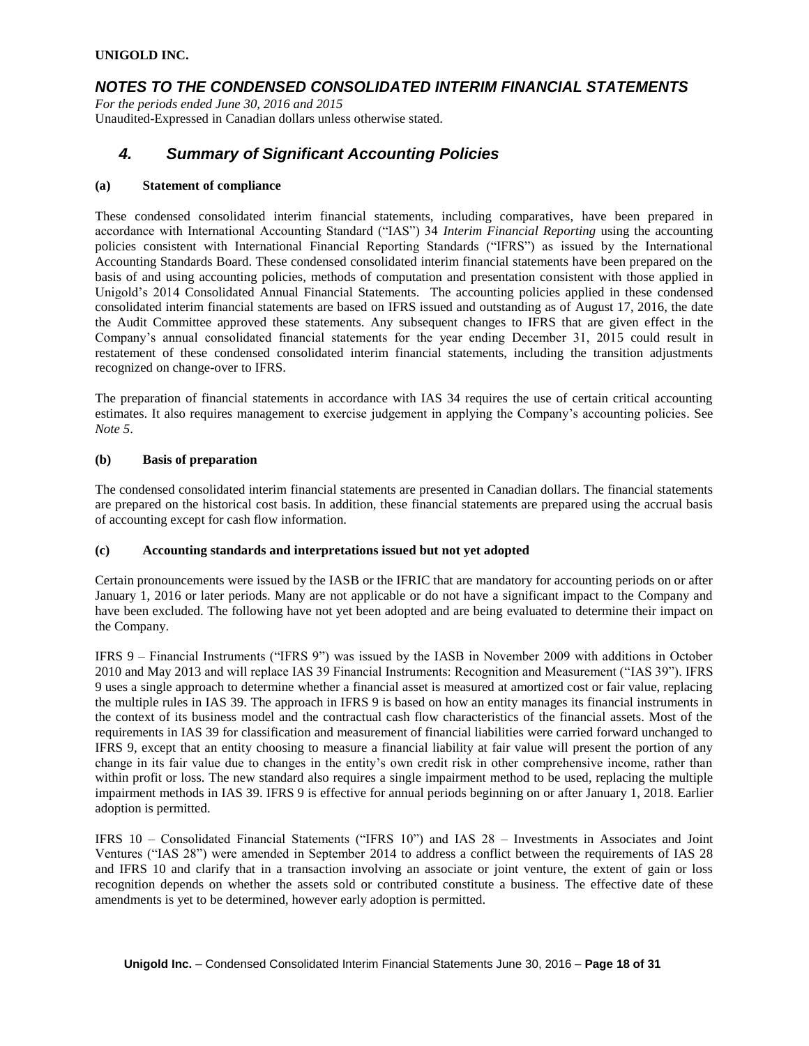**UNIGOLD INC.**

## *NOTES TO THE CONDENSED CONSOLIDATED INTERIM FINANCIAL STATEMENTS*

*For the periods ended June 30, 2016 and 2015*
Unaudited-Expressed in Canadian dollars unless otherwise stated.

## *4. Summary of Significant Accounting Policies*

### (a) Statement of compliance

These condensed consolidated interim financial statements, including comparatives, have been prepared in accordance with International Accounting Standard ("IAS") 34 *Interim Financial Reporting* using the accounting policies consistent with International Financial Reporting Standards ("IFRS") as issued by the International Accounting Standards Board. These condensed consolidated interim financial statements have been prepared on the basis of and using accounting policies, methods of computation and presentation consistent with those applied in Unigold's 2014 Consolidated Annual Financial Statements. The accounting policies applied in these condensed consolidated interim financial statements are based on IFRS issued and outstanding as of August 17, 2016, the date the Audit Committee approved these statements. Any subsequent changes to IFRS that are given effect in the Company's annual consolidated financial statements for the year ending December 31, 2015 could result in restatement of these condensed consolidated interim financial statements, including the transition adjustments recognized on change-over to IFRS.

The preparation of financial statements in accordance with IAS 34 requires the use of certain critical accounting estimates. It also requires management to exercise judgement in applying the Company's accounting policies. See *Note 5*.

### (b) Basis of preparation

The condensed consolidated interim financial statements are presented in Canadian dollars. The financial statements are prepared on the historical cost basis. In addition, these financial statements are prepared using the accrual basis of accounting except for cash flow information.

### (c) Accounting standards and interpretations issued but not yet adopted

Certain pronouncements were issued by the IASB or the IFRIC that are mandatory for accounting periods on or after January 1, 2016 or later periods. Many are not applicable or do not have a significant impact to the Company and have been excluded. The following have not yet been adopted and are being evaluated to determine their impact on the Company.

IFRS 9 – Financial Instruments ("IFRS 9") was issued by the IASB in November 2009 with additions in October 2010 and May 2013 and will replace IAS 39 Financial Instruments: Recognition and Measurement ("IAS 39"). IFRS 9 uses a single approach to determine whether a financial asset is measured at amortized cost or fair value, replacing the multiple rules in IAS 39. The approach in IFRS 9 is based on how an entity manages its financial instruments in the context of its business model and the contractual cash flow characteristics of the financial assets. Most of the requirements in IAS 39 for classification and measurement of financial liabilities were carried forward unchanged to IFRS 9, except that an entity choosing to measure a financial liability at fair value will present the portion of any change in its fair value due to changes in the entity's own credit risk in other comprehensive income, rather than within profit or loss. The new standard also requires a single impairment method to be used, replacing the multiple impairment methods in IAS 39. IFRS 9 is effective for annual periods beginning on or after January 1, 2018. Earlier adoption is permitted.

IFRS 10 – Consolidated Financial Statements ("IFRS 10") and IAS 28 – Investments in Associates and Joint Ventures ("IAS 28") were amended in September 2014 to address a conflict between the requirements of IAS 28 and IFRS 10 and clarify that in a transaction involving an associate or joint venture, the extent of gain or loss recognition depends on whether the assets sold or contributed constitute a business. The effective date of these amendments is yet to be determined, however early adoption is permitted.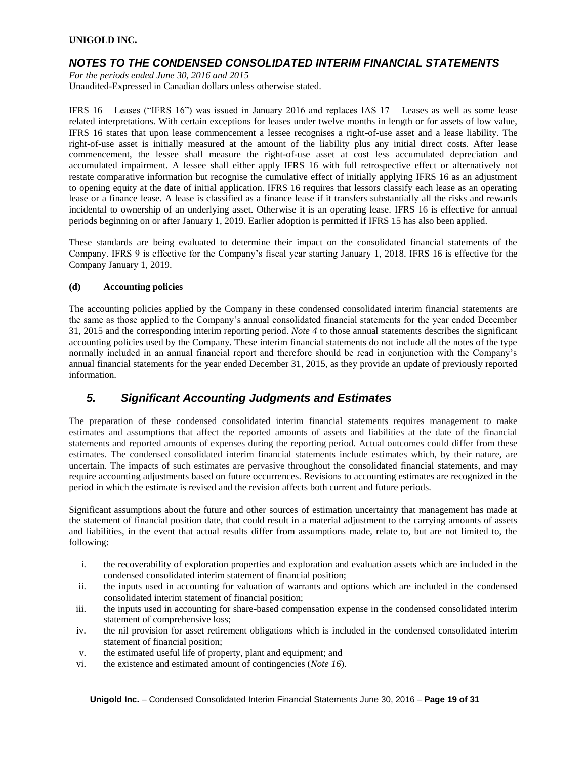IFRS 16 – Leases ("IFRS 16") was issued in January 2016 and replaces IAS 17 – Leases as well as some lease related interpretations. With certain exceptions for leases under twelve months in length or for assets of low value, IFRS 16 states that upon lease commencement a lessee recognises a right-of-use asset and a lease liability. The right-of-use asset is initially measured at the amount of the liability plus any initial direct costs. After lease commencement, the lessee shall measure the right-of-use asset at cost less accumulated depreciation and accumulated impairment. A lessee shall either apply IFRS 16 with full retrospective effect or alternatively not restate comparative information but recognise the cumulative effect of initially applying IFRS 16 as an adjustment to opening equity at the date of initial application. IFRS 16 requires that lessors classify each lease as an operating lease or a finance lease. A lease is classified as a finance lease if it transfers substantially all the risks and rewards incidental to ownership of an underlying asset. Otherwise it is an operating lease. IFRS 16 is effective for annual periods beginning on or after January 1, 2019. Earlier adoption is permitted if IFRS 15 has also been applied.

These standards are being evaluated to determine their impact on the consolidated financial statements of the Company. IFRS 9 is effective for the Company's fiscal year starting January 1, 2018. IFRS 16 is effective for the Company January 1, 2019.

**(d) Accounting policies**

The accounting policies applied by the Company in these condensed consolidated interim financial statements are the same as those applied to the Company's annual consolidated financial statements for the year ended December 31, 2015 and the corresponding interim reporting period. *Note 4* to those annual statements describes the significant accounting policies used by the Company. These interim financial statements do not include all the notes of the type normally included in an annual financial report and therefore should be read in conjunction with the Company's annual financial statements for the year ended December 31, 2015, as they provide an update of previously reported information.

## *5. Significant Accounting Judgments and Estimates*

The preparation of these condensed consolidated interim financial statements requires management to make estimates and assumptions that affect the reported amounts of assets and liabilities at the date of the financial statements and reported amounts of expenses during the reporting period. Actual outcomes could differ from these estimates. The condensed consolidated interim financial statements include estimates which, by their nature, are uncertain. The impacts of such estimates are pervasive throughout the consolidated financial statements, and may require accounting adjustments based on future occurrences. Revisions to accounting estimates are recognized in the period in which the estimate is revised and the revision affects both current and future periods.

Significant assumptions about the future and other sources of estimation uncertainty that management has made at the statement of financial position date, that could result in a material adjustment to the carrying amounts of assets and liabilities, in the event that actual results differ from assumptions made, relate to, but are not limited to, the following:

i. the recoverability of exploration properties and exploration and evaluation assets which are included in the condensed consolidated interim statement of financial position;
ii. the inputs used in accounting for valuation of warrants and options which are included in the condensed consolidated interim statement of financial position;
iii. the inputs used in accounting for share-based compensation expense in the condensed consolidated interim statement of comprehensive loss;
iv. the nil provision for asset retirement obligations which is included in the condensed consolidated interim statement of financial position;
v. the estimated useful life of property, plant and equipment; and
vi. the existence and estimated amount of contingencies (*Note 16*).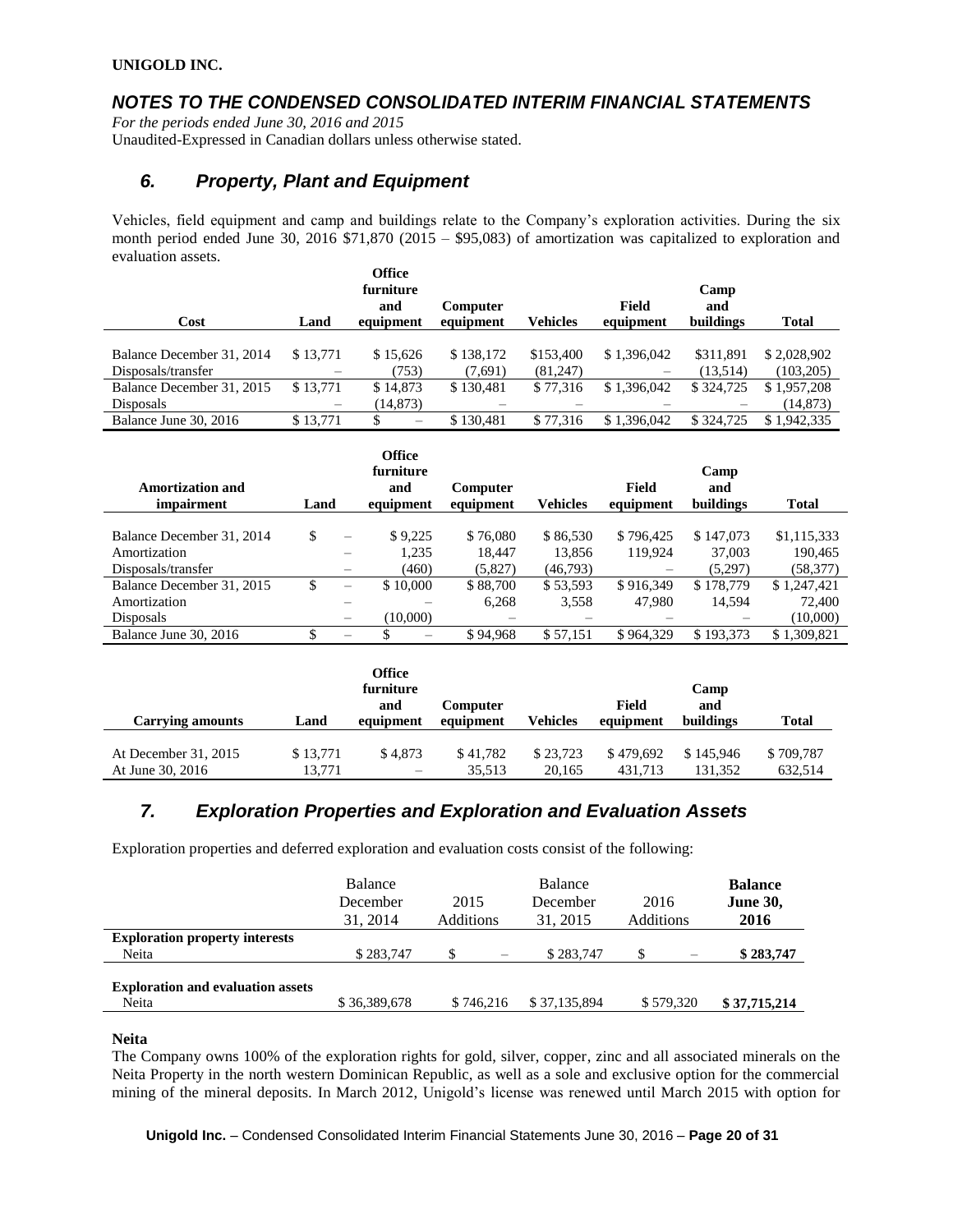**UNIGOLD INC.**

## *NOTES TO THE CONDENSED CONSOLIDATED INTERIM FINANCIAL STATEMENTS*

*For the periods ended June 30, 2016 and 2015*
Unaudited-Expressed in Canadian dollars unless otherwise stated.

## *6. Property, Plant and Equipment*

Vehicles, field equipment and camp and buildings relate to the Company's exploration activities. During the six month period ended June 30, 2016 $71,870 (2015 – $95,083) of amortization was capitalized to exploration and evaluation assets.

| Cost | Land | Office furniture and equipment | Computer equipment | Vehicles | Field equipment | Camp and buildings | Total |
|---|---|---|---|---|---|---|---|
| Balance December 31, 2014 | $ 13,771 | $ 15,626 | $ 138,172 | $153,400 | $ 1,396,042 | $311,891 | $ 2,028,902 |
| Disposals/transfer | – | (753) | (7,691) | (81,247) | – | (13,514) | (103,205) |
| Balance December 31, 2015 | $ 13,771 | $ 14,873 | $ 130,481 | $ 77,316 | $ 1,396,042 | $ 324,725 | $ 1,957,208 |
| Disposals | – | (14,873) | – | – | – | – | (14,873) |
| Balance June 30, 2016 | $ 13,771 | $ – | $ 130,481 | $ 77,316 | $ 1,396,042 | $ 324,725 | $ 1,942,335 |

| Amortization and impairment | Land | Office furniture and equipment | Computer equipment | Vehicles | Field equipment | Camp and buildings | Total |
|---|---|---|---|---|---|---|---|
| Balance December 31, 2014 | $ – | $ 9,225 | $ 76,080 | $ 86,530 | $ 796,425 | $ 147,073 | $1,115,333 |
| Amortization | – | 1,235 | 18,447 | 13,856 | 119,924 | 37,003 | 190,465 |
| Disposals/transfer | – | (460) | (5,827) | (46,793) | – | (5,297) | (58,377) |
| Balance December 31, 2015 | $ – | $ 10,000 | $ 88,700 | $ 53,593 | $ 916,349 | $ 178,779 | $ 1,247,421 |
| Amortization | – | – | 6,268 | 3,558 | 47,980 | 14,594 | 72,400 |
| Disposals | – | (10,000) | – | – | – | – | (10,000) |
| Balance June 30, 2016 | $ – | $ – | $ 94,968 | $ 57,151 | $ 964,329 | $ 193,373 | $ 1,309,821 |

| Carrying amounts | Land | Office furniture and equipment | Computer equipment | Vehicles | Field equipment | Camp and buildings | Total |
|---|---|---|---|---|---|---|---|
| At December 31, 2015 | $ 13,771 | $ 4,873 | $ 41,782 | $ 23,723 | $ 479,692 | $ 145,946 | $ 709,787 |
| At June 30, 2016 | 13,771 | – | 35,513 | 20,165 | 431,713 | 131,352 | 632,514 |

## *7. Exploration Properties and Exploration and Evaluation Assets*

Exploration properties and deferred exploration and evaluation costs consist of the following:

| | Balance December 31, 2014 | 2015 Additions | Balance December 31, 2015 | 2016 Additions | **Balance June 30, 2016** |
|---|---|---|---|---|---|
| **Exploration property interests** | | | | | |
| Neita | $ 283,747 | $ – | $ 283,747 | $ – | **$ 283,747** |
| **Exploration and evaluation assets** | | | | | |
| Neita | $ 36,389,678 | $ 746,216 | $ 37,135,894 | $ 579,320 | **$ 37,715,214** |

**Neita**

The Company owns 100% of the exploration rights for gold, silver, copper, zinc and all associated minerals on the Neita Property in the north western Dominican Republic, as well as a sole and exclusive option for the commercial mining of the mineral deposits. In March 2012, Unigold's license was renewed until March 2015 with option for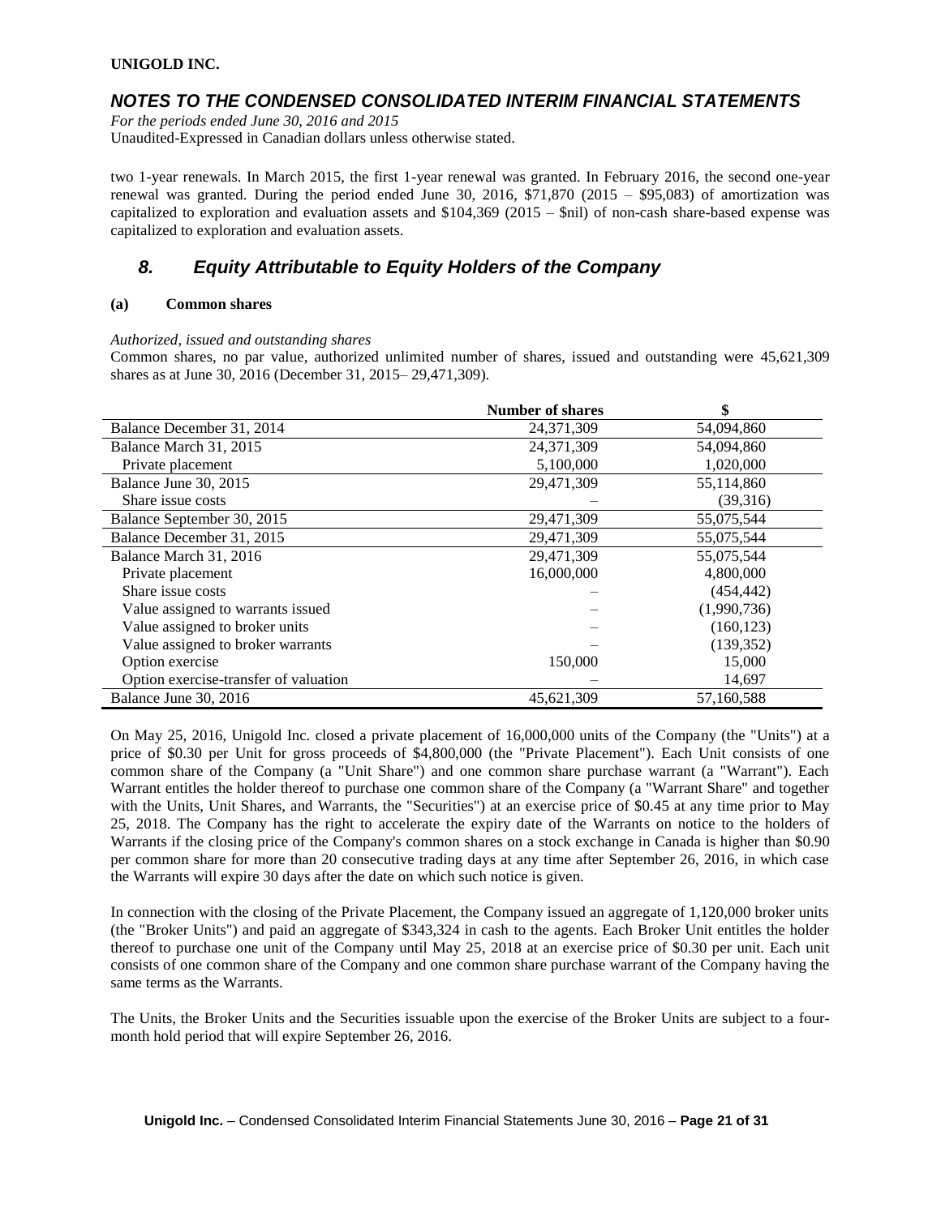two 1-year renewals. In March 2015, the first 1-year renewal was granted. In February 2016, the second one-year renewal was granted. During the period ended June 30, 2016, $71,870 (2015 – $95,083) of amortization was capitalized to exploration and evaluation assets and $104,369 (2015 – $nil) of non-cash share-based expense was capitalized to exploration and evaluation assets.

## 8. Equity Attributable to Equity Holders of the Company

### (a) Common shares

*Authorized, issued and outstanding shares*

Common shares, no par value, authorized unlimited number of shares, issued and outstanding were 45,621,309 shares as at June 30, 2016 (December 31, 2015– 29,471,309).

| | Number of shares | $ |
|---|---|---|
| Balance December 31, 2014 | 24,371,309 | 54,094,860 |
| Balance March 31, 2015 | 24,371,309 | 54,094,860 |
| Private placement | 5,100,000 | 1,020,000 |
| Balance June 30, 2015 | 29,471,309 | 55,114,860 |
| Share issue costs | – | (39,316) |
| Balance September 30, 2015 | 29,471,309 | 55,075,544 |
| Balance December 31, 2015 | 29,471,309 | 55,075,544 |
| Balance March 31, 2016 | 29,471,309 | 55,075,544 |
| Private placement | 16,000,000 | 4,800,000 |
| Share issue costs | – | (454,442) |
| Value assigned to warrants issued | – | (1,990,736) |
| Value assigned to broker units | – | (160,123) |
| Value assigned to broker warrants | – | (139,352) |
| Option exercise | 150,000 | 15,000 |
| Option exercise-transfer of valuation | – | 14,697 |
| Balance June 30, 2016 | 45,621,309 | 57,160,588 |

On May 25, 2016, Unigold Inc. closed a private placement of 16,000,000 units of the Company (the "Units") at a price of $0.30 per Unit for gross proceeds of $4,800,000 (the "Private Placement"). Each Unit consists of one common share of the Company (a "Unit Share") and one common share purchase warrant (a "Warrant"). Each Warrant entitles the holder thereof to purchase one common share of the Company (a "Warrant Share" and together with the Units, Unit Shares, and Warrants, the "Securities") at an exercise price of $0.45 at any time prior to May 25, 2018. The Company has the right to accelerate the expiry date of the Warrants on notice to the holders of Warrants if the closing price of the Company's common shares on a stock exchange in Canada is higher than $0.90 per common share for more than 20 consecutive trading days at any time after September 26, 2016, in which case the Warrants will expire 30 days after the date on which such notice is given.

In connection with the closing of the Private Placement, the Company issued an aggregate of 1,120,000 broker units (the "Broker Units") and paid an aggregate of $343,324 in cash to the agents. Each Broker Unit entitles the holder thereof to purchase one unit of the Company until May 25, 2018 at an exercise price of $0.30 per unit. Each unit consists of one common share of the Company and one common share purchase warrant of the Company having the same terms as the Warrants.

The Units, the Broker Units and the Securities issuable upon the exercise of the Broker Units are subject to a four-month hold period that will expire September 26, 2016.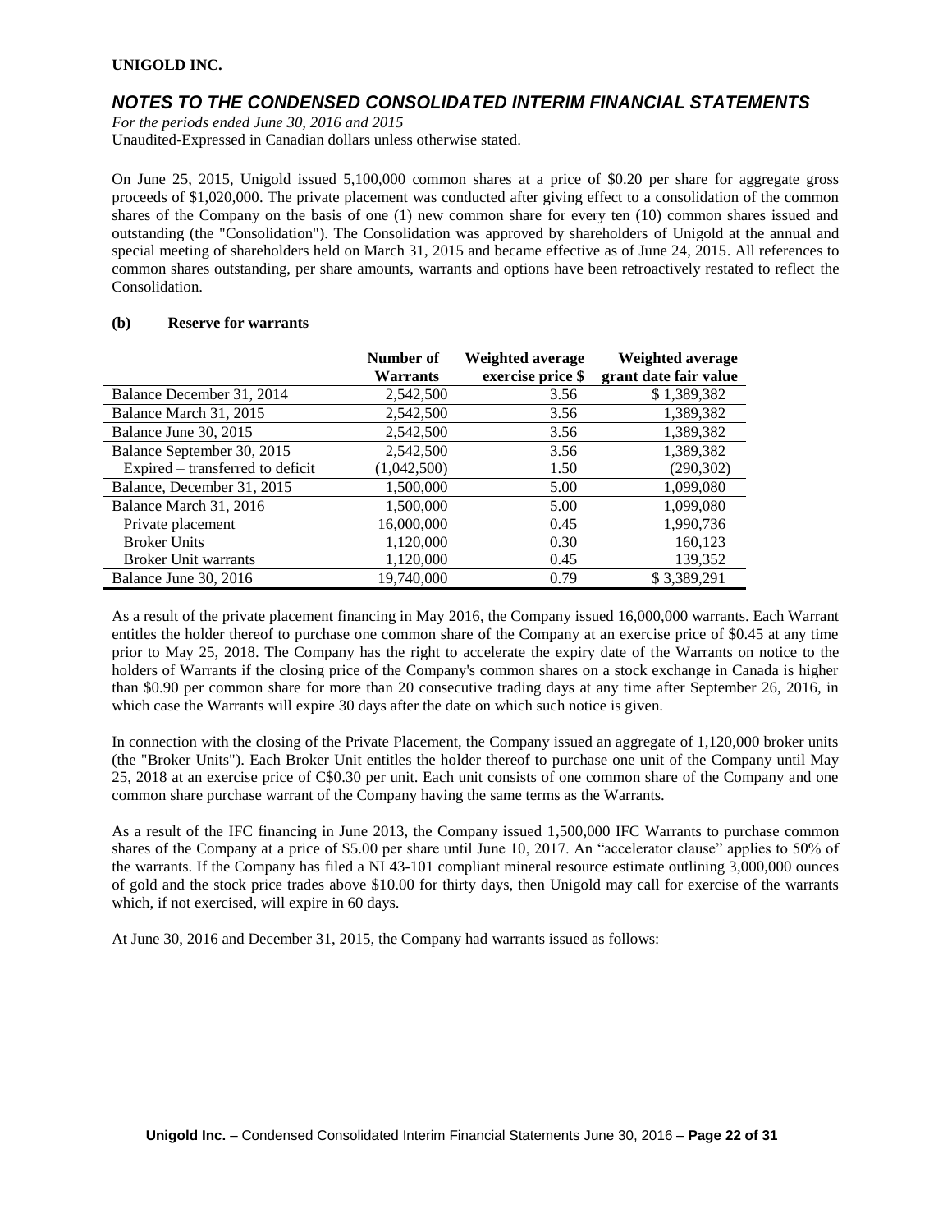On June 25, 2015, Unigold issued 5,100,000 common shares at a price of $0.20 per share for aggregate gross proceeds of $1,020,000. The private placement was conducted after giving effect to a consolidation of the common shares of the Company on the basis of one (1) new common share for every ten (10) common shares issued and outstanding (the "Consolidation"). The Consolidation was approved by shareholders of Unigold at the annual and special meeting of shareholders held on March 31, 2015 and became effective as of June 24, 2015. All references to common shares outstanding, per share amounts, warrants and options have been retroactively restated to reflect the Consolidation.

**(b) Reserve for warrants**

| | Number of Warrants | Weighted average exercise price $ | Weighted average grant date fair value |
|---|---|---|---|
| Balance December 31, 2014 | 2,542,500 | 3.56 | $ 1,389,382 |
| Balance March 31, 2015 | 2,542,500 | 3.56 | 1,389,382 |
| Balance June 30, 2015 | 2,542,500 | 3.56 | 1,389,382 |
| Balance September 30, 2015 | 2,542,500 | 3.56 | 1,389,382 |
| Expired – transferred to deficit | (1,042,500) | 1.50 | (290,302) |
| Balance, December 31, 2015 | 1,500,000 | 5.00 | 1,099,080 |
| Balance March 31, 2016 | 1,500,000 | 5.00 | 1,099,080 |
| Private placement | 16,000,000 | 0.45 | 1,990,736 |
| Broker Units | 1,120,000 | 0.30 | 160,123 |
| Broker Unit warrants | 1,120,000 | 0.45 | 139,352 |
| Balance June 30, 2016 | 19,740,000 | 0.79 | $ 3,389,291 |

As a result of the private placement financing in May 2016, the Company issued 16,000,000 warrants. Each Warrant entitles the holder thereof to purchase one common share of the Company at an exercise price of $0.45 at any time prior to May 25, 2018. The Company has the right to accelerate the expiry date of the Warrants on notice to the holders of Warrants if the closing price of the Company's common shares on a stock exchange in Canada is higher than $0.90 per common share for more than 20 consecutive trading days at any time after September 26, 2016, in which case the Warrants will expire 30 days after the date on which such notice is given.

In connection with the closing of the Private Placement, the Company issued an aggregate of 1,120,000 broker units (the "Broker Units"). Each Broker Unit entitles the holder thereof to purchase one unit of the Company until May 25, 2018 at an exercise price of C$0.30 per unit. Each unit consists of one common share of the Company and one common share purchase warrant of the Company having the same terms as the Warrants.

As a result of the IFC financing in June 2013, the Company issued 1,500,000 IFC Warrants to purchase common shares of the Company at a price of $5.00 per share until June 10, 2017. An "accelerator clause" applies to 50% of the warrants. If the Company has filed a NI 43-101 compliant mineral resource estimate outlining 3,000,000 ounces of gold and the stock price trades above $10.00 for thirty days, then Unigold may call for exercise of the warrants which, if not exercised, will expire in 60 days.

At June 30, 2016 and December 31, 2015, the Company had warrants issued as follows: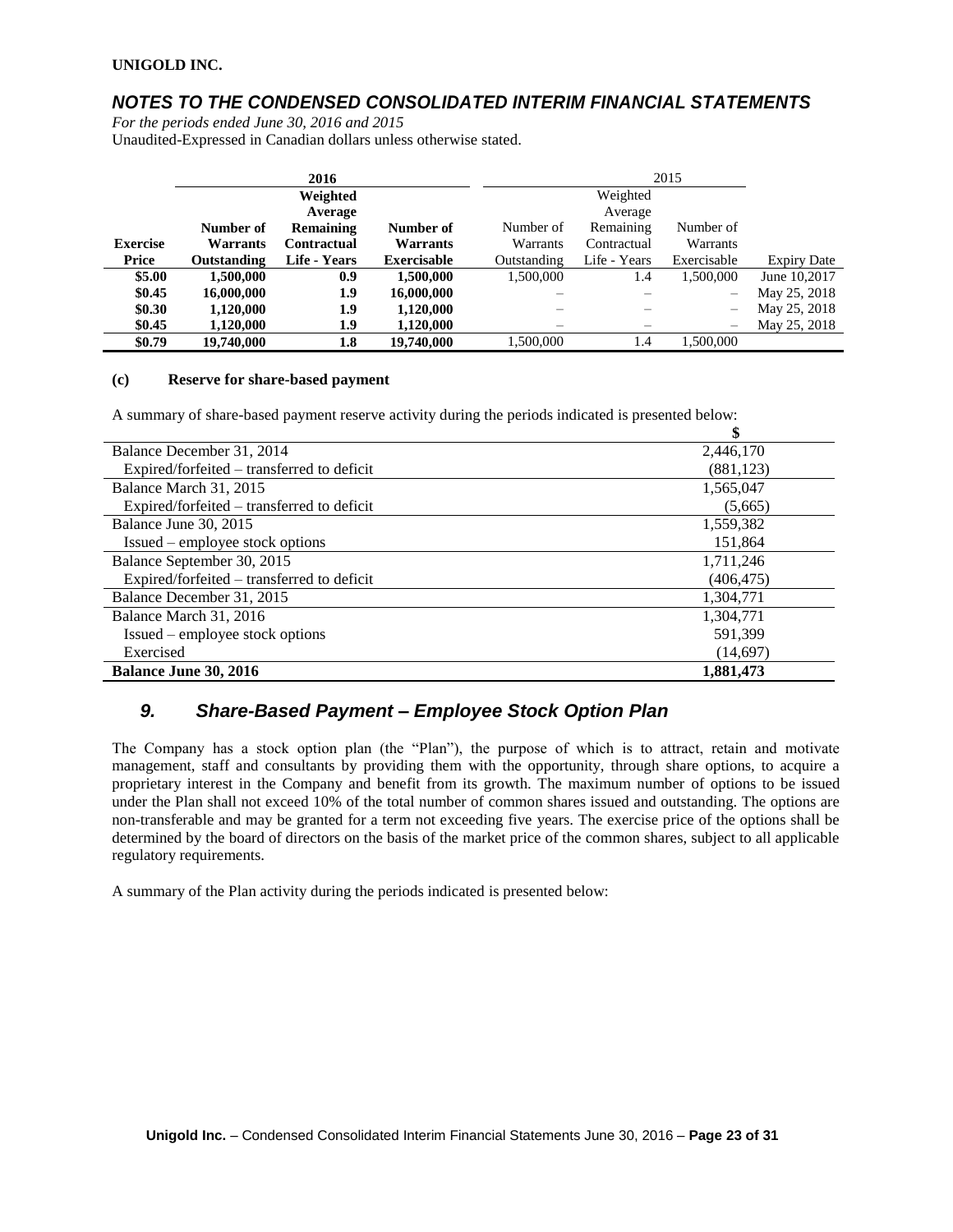## NOTES TO THE CONDENSED CONSOLIDATED INTERIM FINANCIAL STATEMENTS

*For the periods ended June 30, 2016 and 2015*

Unaudited-Expressed in Canadian dollars unless otherwise stated.

| | 2016 | | | 2015 | | | |
|---|---|---|---|---|---|---|---|
| **Exercise Price** | **Number of Warrants Outstanding** | **Weighted Average Remaining Contractual Life - Years** | **Number of Warrants Exercisable** | Number of Warrants Outstanding | Weighted Average Remaining Contractual Life - Years | Number of Warrants Exercisable | Expiry Date |
| **$5.00** | **1,500,000** | **0.9** | **1,500,000** | 1,500,000 | 1.4 | 1,500,000 | June 10,2017 |
| **$0.45** | **16,000,000** | **1.9** | **16,000,000** | – | – | – | May 25, 2018 |
| **$0.30** | **1,120,000** | **1.9** | **1,120,000** | – | – | – | May 25, 2018 |
| **$0.45** | **1,120,000** | **1.9** | **1,120,000** | – | – | – | May 25, 2018 |
| **$0.79** | **19,740,000** | **1.8** | **19,740,000** | 1,500,000 | 1.4 | 1,500,000 | |

**(c) Reserve for share-based payment**

A summary of share-based payment reserve activity during the periods indicated is presented below:

| | $ |
|---|---|
| Balance December 31, 2014 | 2,446,170 |
| Expired/forfeited – transferred to deficit | (881,123) |
| Balance March 31, 2015 | 1,565,047 |
| Expired/forfeited – transferred to deficit | (5,665) |
| Balance June 30, 2015 | 1,559,382 |
| Issued – employee stock options | 151,864 |
| Balance September 30, 2015 | 1,711,246 |
| Expired/forfeited – transferred to deficit | (406,475) |
| Balance December 31, 2015 | 1,304,771 |
| Balance March 31, 2016 | 1,304,771 |
| Issued – employee stock options | 591,399 |
| Exercised | (14,697) |
| **Balance June 30, 2016** | **1,881,473** |

## 9. Share-Based Payment – Employee Stock Option Plan

The Company has a stock option plan (the "Plan"), the purpose of which is to attract, retain and motivate management, staff and consultants by providing them with the opportunity, through share options, to acquire a proprietary interest in the Company and benefit from its growth. The maximum number of options to be issued under the Plan shall not exceed 10% of the total number of common shares issued and outstanding. The options are non-transferable and may be granted for a term not exceeding five years. The exercise price of the options shall be determined by the board of directors on the basis of the market price of the common shares, subject to all applicable regulatory requirements.

A summary of the Plan activity during the periods indicated is presented below: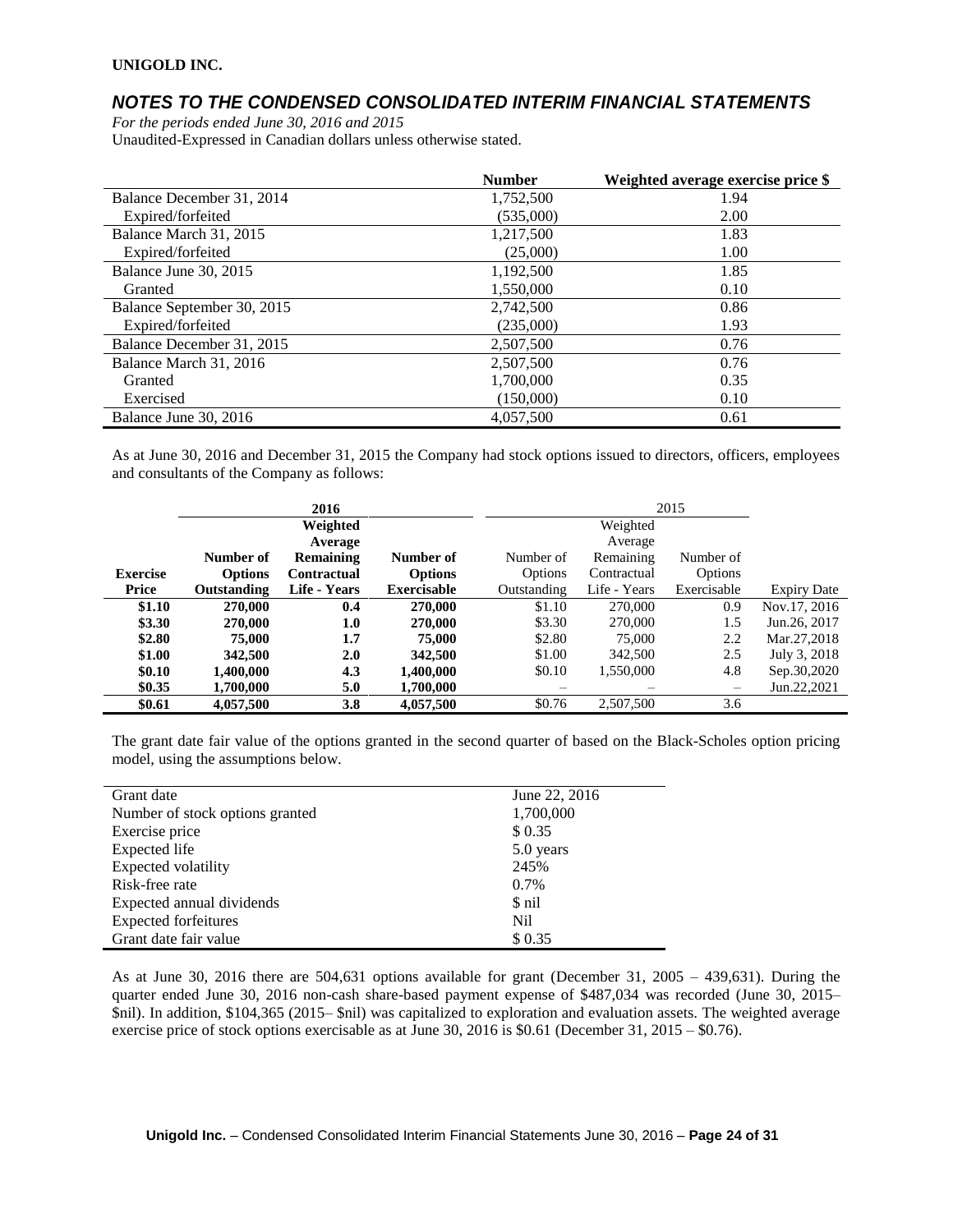**UNIGOLD INC.**

## *NOTES TO THE CONDENSED CONSOLIDATED INTERIM FINANCIAL STATEMENTS*

*For the periods ended June 30, 2016 and 2015*
Unaudited-Expressed in Canadian dollars unless otherwise stated.

| | Number | Weighted average exercise price $ |
|---|---|---|
| Balance December 31, 2014 | 1,752,500 | 1.94 |
| Expired/forfeited | (535,000) | 2.00 |
| Balance March 31, 2015 | 1,217,500 | 1.83 |
| Expired/forfeited | (25,000) | 1.00 |
| Balance June 30, 2015 | 1,192,500 | 1.85 |
| Granted | 1,550,000 | 0.10 |
| Balance September 30, 2015 | 2,742,500 | 0.86 |
| Expired/forfeited | (235,000) | 1.93 |
| Balance December 31, 2015 | 2,507,500 | 0.76 |
| Balance March 31, 2016 | 2,507,500 | 0.76 |
| Granted | 1,700,000 | 0.35 |
| Exercised | (150,000) | 0.10 |
| Balance June 30, 2016 | 4,057,500 | 0.61 |

As at June 30, 2016 and December 31, 2015 the Company had stock options issued to directors, officers, employees and consultants of the Company as follows:

| | 2016 | | | 2015 | | | |
|---|---|---|---|---|---|---|---|
| **Exercise Price** | **Number of Options Outstanding** | **Weighted Average Remaining Contractual Life - Years** | **Number of Options Exercisable** | Number of Options Outstanding | Weighted Average Remaining Contractual Life - Years | Number of Options Exercisable | Expiry Date |
| **$1.10** | **270,000** | **0.4** | **270,000** | $1.10 | 270,000 | 0.9 | Nov.17, 2016 |
| **$3.30** | **270,000** | **1.0** | **270,000** | $3.30 | 270,000 | 1.5 | Jun.26, 2017 |
| **$2.80** | **75,000** | **1.7** | **75,000** | $2.80 | 75,000 | 2.2 | Mar.27,2018 |
| **$1.00** | **342,500** | **2.0** | **342,500** | $1.00 | 342,500 | 2.5 | July 3, 2018 |
| **$0.10** | **1,400,000** | **4.3** | **1,400,000** | $0.10 | 1,550,000 | 4.8 | Sep.30,2020 |
| **$0.35** | **1,700,000** | **5.0** | **1,700,000** | – | – | – | Jun.22,2021 |
| **$0.61** | **4,057,500** | **3.8** | **4,057,500** | $0.76 | 2,507,500 | 3.6 | |

The grant date fair value of the options granted in the second quarter of based on the Black-Scholes option pricing model, using the assumptions below.

| | |
|---|---|
| Grant date | June 22, 2016 |
| Number of stock options granted | 1,700,000 |
| Exercise price | $ 0.35 |
| Expected life | 5.0 years |
| Expected volatility | 245% |
| Risk-free rate | 0.7% |
| Expected annual dividends | $ nil |
| Expected forfeitures | Nil |
| Grant date fair value | $ 0.35 |

As at June 30, 2016 there are 504,631 options available for grant (December 31, 2005 – 439,631). During the quarter ended June 30, 2016 non-cash share-based payment expense of $487,034 was recorded (June 30, 2015– $nil). In addition, $104,365 (2015– $nil) was capitalized to exploration and evaluation assets. The weighted average exercise price of stock options exercisable as at June 30, 2016 is $0.61 (December 31, 2015 – $0.76).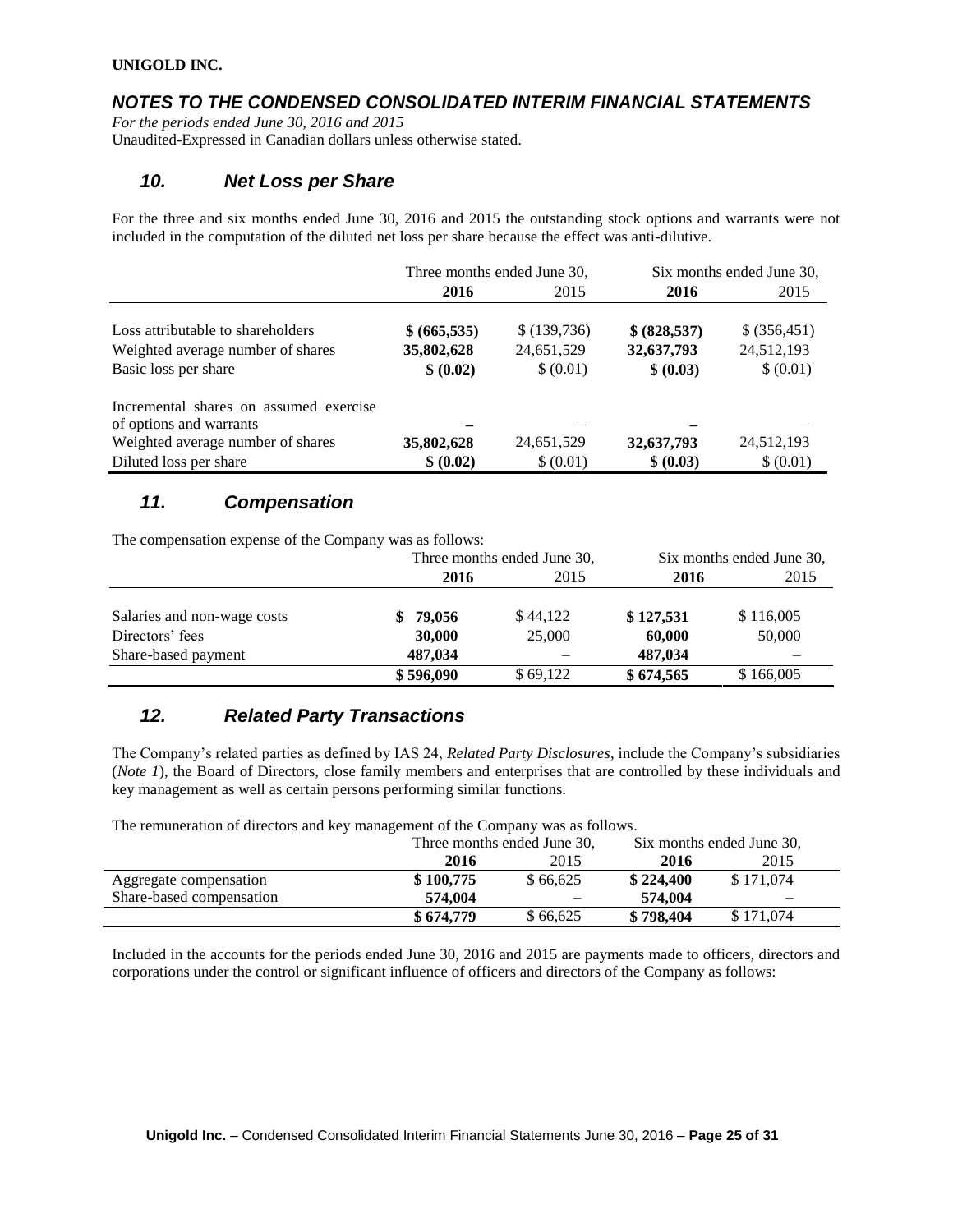**UNIGOLD INC.**

## *NOTES TO THE CONDENSED CONSOLIDATED INTERIM FINANCIAL STATEMENTS*

*For the periods ended June 30, 2016 and 2015*
Unaudited-Expressed in Canadian dollars unless otherwise stated.

### *10. Net Loss per Share*

For the three and six months ended June 30, 2016 and 2015 the outstanding stock options and warrants were not included in the computation of the diluted net loss per share because the effect was anti-dilutive.

| | Three months ended June 30, | | Six months ended June 30, | |
|---|---|---|---|---|
| | **2016** | 2015 | **2016** | 2015 |
| Loss attributable to shareholders | **$ (665,535)** | $ (139,736) | **$ (828,537)** | $ (356,451) |
| Weighted average number of shares | **35,802,628** | 24,651,529 | **32,637,793** | 24,512,193 |
| Basic loss per share | **$ (0.02)** | $ (0.01) | **$ (0.03)** | $ (0.01) |
| Incremental shares on assumed exercise of options and warrants | **–** | – | **–** | – |
| Weighted average number of shares | **35,802,628** | 24,651,529 | **32,637,793** | 24,512,193 |
| Diluted loss per share | **$ (0.02)** | $ (0.01) | **$ (0.03)** | $ (0.01) |

### *11. Compensation*

The compensation expense of the Company was as follows:

| | Three months ended June 30, | | Six months ended June 30, | |
|---|---|---|---|---|
| | **2016** | 2015 | **2016** | 2015 |
| Salaries and non-wage costs | **$ 79,056** | $ 44,122 | **$ 127,531** | $ 116,005 |
| Directors' fees | **30,000** | 25,000 | **60,000** | 50,000 |
| Share-based payment | **487,034** | – | **487,034** | – |
| | **$ 596,090** | $ 69,122 | **$ 674,565** | $ 166,005 |

### *12. Related Party Transactions*

The Company's related parties as defined by IAS 24, *Related Party Disclosures*, include the Company's subsidiaries (*Note 1*), the Board of Directors, close family members and enterprises that are controlled by these individuals and key management as well as certain persons performing similar functions.

The remuneration of directors and key management of the Company was as follows.

| | Three months ended June 30, | | Six months ended June 30, | |
|---|---|---|---|---|
| | **2016** | 2015 | **2016** | 2015 |
| Aggregate compensation | **$ 100,775** | $ 66,625 | **$ 224,400** | $ 171,074 |
| Share-based compensation | **574,004** | – | **574,004** | – |
| | **$ 674,779** | $ 66,625 | **$ 798,404** | $ 171,074 |

Included in the accounts for the periods ended June 30, 2016 and 2015 are payments made to officers, directors and corporations under the control or significant influence of officers and directors of the Company as follows: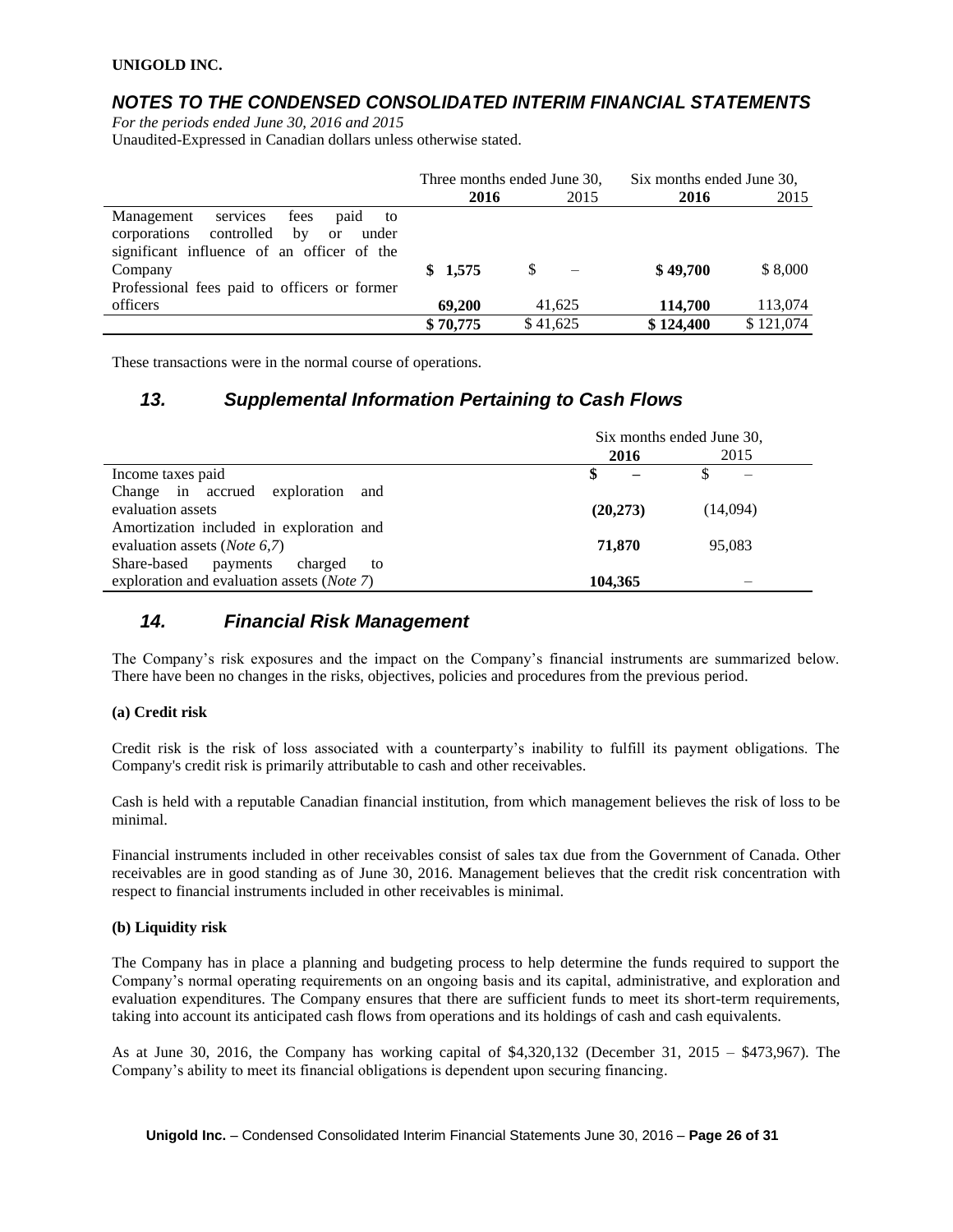|  | Three months ended June 30, |  | Six months ended June 30, |  |
|---|---|---|---|---|
|  | **2016** | 2015 | **2016** | 2015 |
| Management services fees paid to corporations controlled by or under significant influence of an officer of the Company | **$ 1,575** | $ – | **$ 49,700** | $ 8,000 |
| Professional fees paid to officers or former officers | **69,200** | 41,625 | **114,700** | 113,074 |
|  | **$ 70,775** | $ 41,625 | **$ 124,400** | $ 121,074 |

These transactions were in the normal course of operations.

## *13. Supplemental Information Pertaining to Cash Flows*

|  | Six months ended June 30, |  |
|---|---|---|
|  | **2016** | 2015 |
| Income taxes paid | **$ –** | $ – |
| Change in accrued exploration and evaluation assets | **(20,273)** | (14,094) |
| Amortization included in exploration and evaluation assets (*Note 6,7*) | **71,870** | 95,083 |
| Share-based payments charged to exploration and evaluation assets (*Note 7*) | **104,365** | – |

## *14. Financial Risk Management*

The Company's risk exposures and the impact on the Company's financial instruments are summarized below. There have been no changes in the risks, objectives, policies and procedures from the previous period.

**(a) Credit risk**

Credit risk is the risk of loss associated with a counterparty's inability to fulfill its payment obligations. The Company's credit risk is primarily attributable to cash and other receivables.

Cash is held with a reputable Canadian financial institution, from which management believes the risk of loss to be minimal.

Financial instruments included in other receivables consist of sales tax due from the Government of Canada. Other receivables are in good standing as of June 30, 2016. Management believes that the credit risk concentration with respect to financial instruments included in other receivables is minimal.

**(b) Liquidity risk**

The Company has in place a planning and budgeting process to help determine the funds required to support the Company's normal operating requirements on an ongoing basis and its capital, administrative, and exploration and evaluation expenditures. The Company ensures that there are sufficient funds to meet its short-term requirements, taking into account its anticipated cash flows from operations and its holdings of cash and cash equivalents.

As at June 30, 2016, the Company has working capital of $4,320,132 (December 31, 2015 – $473,967). The Company's ability to meet its financial obligations is dependent upon securing financing.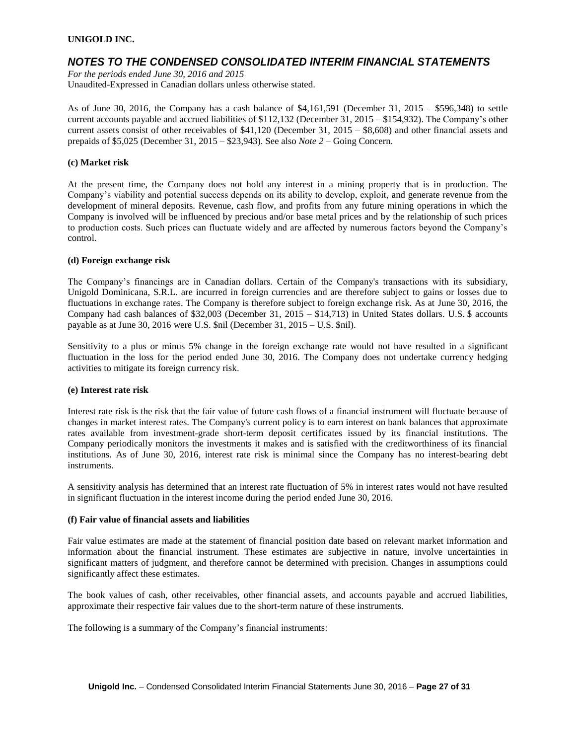As of June 30, 2016, the Company has a cash balance of $4,161,591 (December 31, 2015 – $596,348) to settle current accounts payable and accrued liabilities of $112,132 (December 31, 2015 – $154,932). The Company's other current assets consist of other receivables of $41,120 (December 31, 2015 – $8,608) and other financial assets and prepaids of $5,025 (December 31, 2015 – $23,943). See also *Note 2* – Going Concern.

**(c) Market risk**

At the present time, the Company does not hold any interest in a mining property that is in production. The Company's viability and potential success depends on its ability to develop, exploit, and generate revenue from the development of mineral deposits. Revenue, cash flow, and profits from any future mining operations in which the Company is involved will be influenced by precious and/or base metal prices and by the relationship of such prices to production costs. Such prices can fluctuate widely and are affected by numerous factors beyond the Company's control.

**(d) Foreign exchange risk**

The Company's financings are in Canadian dollars. Certain of the Company's transactions with its subsidiary, Unigold Dominicana, S.R.L. are incurred in foreign currencies and are therefore subject to gains or losses due to fluctuations in exchange rates. The Company is therefore subject to foreign exchange risk. As at June 30, 2016, the Company had cash balances of $32,003 (December 31, 2015 – $14,713) in United States dollars. U.S. $ accounts payable as at June 30, 2016 were U.S. $nil (December 31, 2015 – U.S. $nil).

Sensitivity to a plus or minus 5% change in the foreign exchange rate would not have resulted in a significant fluctuation in the loss for the period ended June 30, 2016. The Company does not undertake currency hedging activities to mitigate its foreign currency risk.

**(e) Interest rate risk**

Interest rate risk is the risk that the fair value of future cash flows of a financial instrument will fluctuate because of changes in market interest rates. The Company's current policy is to earn interest on bank balances that approximate rates available from investment-grade short-term deposit certificates issued by its financial institutions. The Company periodically monitors the investments it makes and is satisfied with the creditworthiness of its financial institutions. As of June 30, 2016, interest rate risk is minimal since the Company has no interest-bearing debt instruments.

A sensitivity analysis has determined that an interest rate fluctuation of 5% in interest rates would not have resulted in significant fluctuation in the interest income during the period ended June 30, 2016.

**(f) Fair value of financial assets and liabilities**

Fair value estimates are made at the statement of financial position date based on relevant market information and information about the financial instrument. These estimates are subjective in nature, involve uncertainties in significant matters of judgment, and therefore cannot be determined with precision. Changes in assumptions could significantly affect these estimates.

The book values of cash, other receivables, other financial assets, and accounts payable and accrued liabilities, approximate their respective fair values due to the short-term nature of these instruments.

The following is a summary of the Company's financial instruments: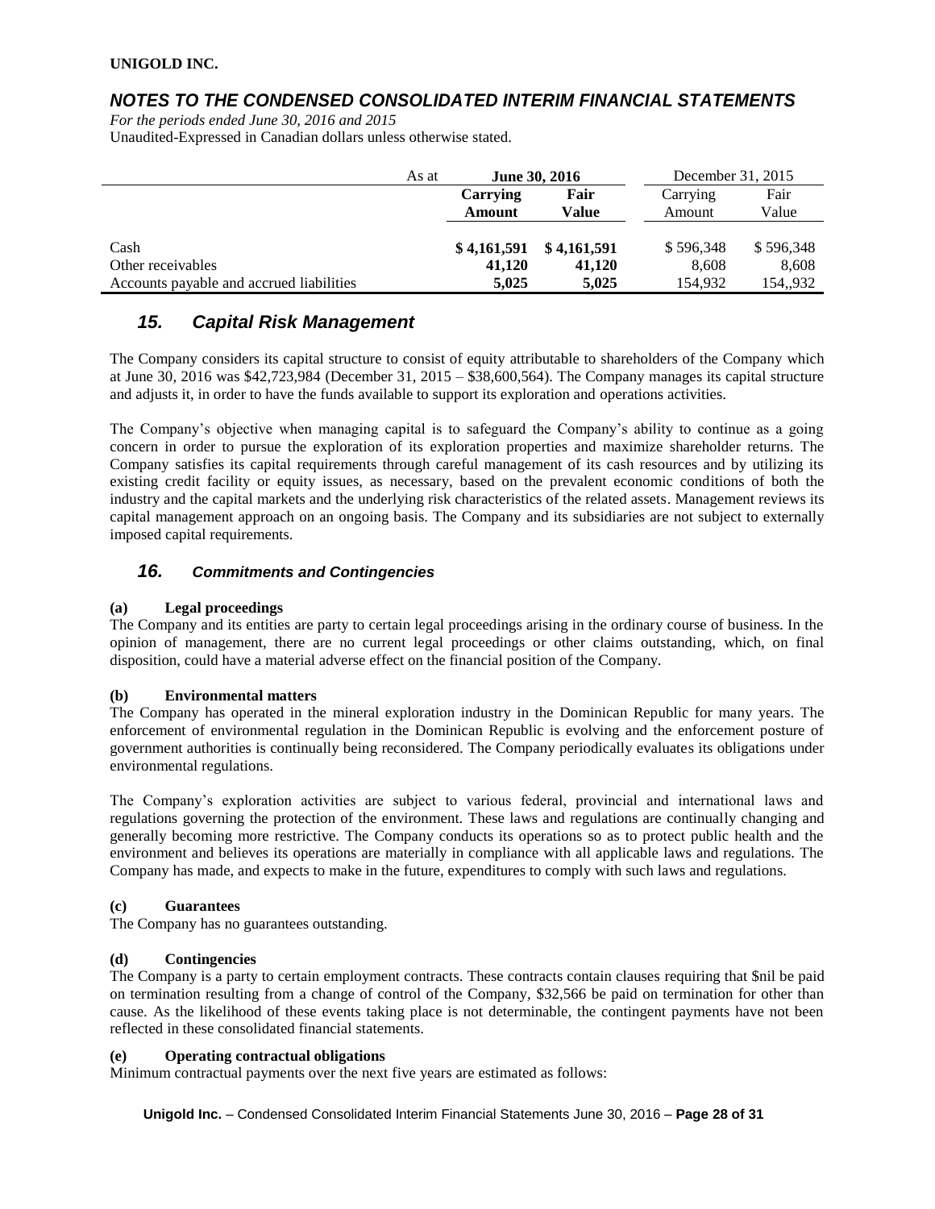| As at | June 30, 2016 | | December 31, 2015 | |
|---|---|---|---|---|
| | **Carrying Amount** | **Fair Value** | Carrying Amount | Fair Value |
| Cash | **$ 4,161,591** | **$ 4,161,591** | $ 596,348 | $ 596,348 |
| Other receivables | **41,120** | **41,120** | 8,608 | 8,608 |
| Accounts payable and accrued liabilities | **5,025** | **5,025** | 154,932 | 154,,932 |

## *15. Capital Risk Management*

The Company considers its capital structure to consist of equity attributable to shareholders of the Company which at June 30, 2016 was $42,723,984 (December 31, 2015 – $38,600,564). The Company manages its capital structure and adjusts it, in order to have the funds available to support its exploration and operations activities.

The Company's objective when managing capital is to safeguard the Company's ability to continue as a going concern in order to pursue the exploration of its exploration properties and maximize shareholder returns. The Company satisfies its capital requirements through careful management of its cash resources and by utilizing its existing credit facility or equity issues, as necessary, based on the prevalent economic conditions of both the industry and the capital markets and the underlying risk characteristics of the related assets. Management reviews its capital management approach on an ongoing basis. The Company and its subsidiaries are not subject to externally imposed capital requirements.

## *16. Commitments and Contingencies*

**(a) Legal proceedings**

The Company and its entities are party to certain legal proceedings arising in the ordinary course of business. In the opinion of management, there are no current legal proceedings or other claims outstanding, which, on final disposition, could have a material adverse effect on the financial position of the Company.

**(b) Environmental matters**

The Company has operated in the mineral exploration industry in the Dominican Republic for many years. The enforcement of environmental regulation in the Dominican Republic is evolving and the enforcement posture of government authorities is continually being reconsidered. The Company periodically evaluates its obligations under environmental regulations.

The Company's exploration activities are subject to various federal, provincial and international laws and regulations governing the protection of the environment. These laws and regulations are continually changing and generally becoming more restrictive. The Company conducts its operations so as to protect public health and the environment and believes its operations are materially in compliance with all applicable laws and regulations. The Company has made, and expects to make in the future, expenditures to comply with such laws and regulations.

**(c) Guarantees**

The Company has no guarantees outstanding.

**(d) Contingencies**

The Company is a party to certain employment contracts. These contracts contain clauses requiring that $nil be paid on termination resulting from a change of control of the Company, $32,566 be paid on termination for other than cause. As the likelihood of these events taking place is not determinable, the contingent payments have not been reflected in these consolidated financial statements.

**(e) Operating contractual obligations**

Minimum contractual payments over the next five years are estimated as follows: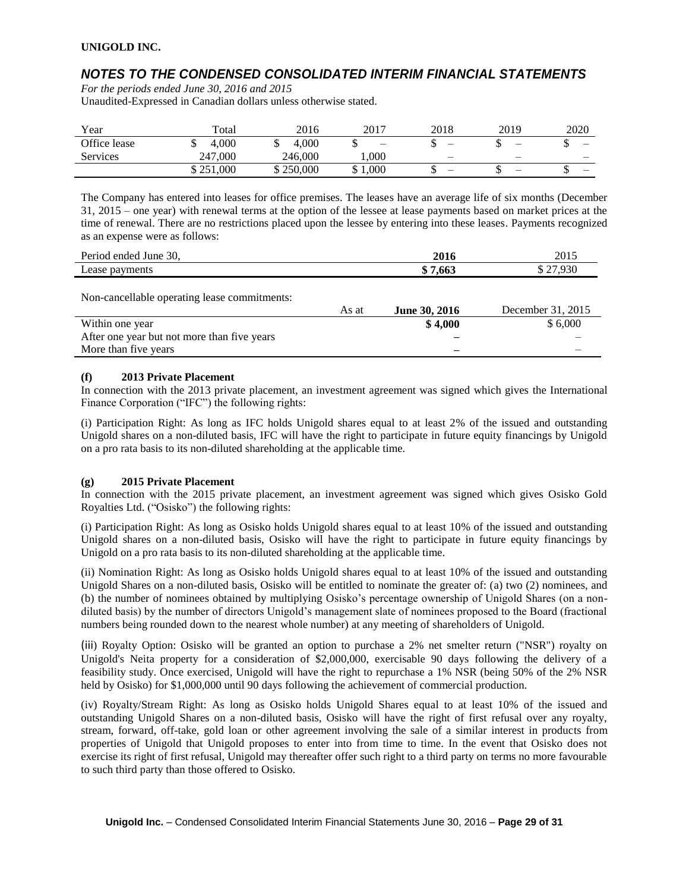# *NOTES TO THE CONDENSED CONSOLIDATED INTERIM FINANCIAL STATEMENTS*

*For the periods ended June 30, 2016 and 2015*
Unaudited-Expressed in Canadian dollars unless otherwise stated.

| Year | Total | 2016 | 2017 | 2018 | 2019 | 2020 |
|---|---|---|---|---|---|---|
| Office lease | $ 4,000 | $ 4,000 | $ – | $ – | $ – | $ – |
| Services | 247,000 | 246,000 | 1,000 | – | – | – |
| | $ 251,000 | $ 250,000 | $ 1,000 | $ – | $ – | $ – |

The Company has entered into leases for office premises. The leases have an average life of six months (December 31, 2015 – one year) with renewal terms at the option of the lessee at lease payments based on market prices at the time of renewal. There are no restrictions placed upon the lessee by entering into these leases. Payments recognized as an expense were as follows:

| Period ended June 30, | **2016** | 2015 |
|---|---|---|
| Lease payments | **$ 7,663** | $ 27,930 |

Non-cancellable operating lease commitments:

| As at | **June 30, 2016** | December 31, 2015 |
|---|---|---|
| Within one year | **$ 4,000** | $ 6,000 |
| After one year but not more than five years | **–** | – |
| More than five years | **–** | – |

**(f) 2013 Private Placement**

In connection with the 2013 private placement, an investment agreement was signed which gives the International Finance Corporation ("IFC") the following rights:

(i) Participation Right: As long as IFC holds Unigold shares equal to at least 2% of the issued and outstanding Unigold shares on a non-diluted basis, IFC will have the right to participate in future equity financings by Unigold on a pro rata basis to its non-diluted shareholding at the applicable time.

**(g) 2015 Private Placement**

In connection with the 2015 private placement, an investment agreement was signed which gives Osisko Gold Royalties Ltd. ("Osisko") the following rights:

(i) Participation Right: As long as Osisko holds Unigold shares equal to at least 10% of the issued and outstanding Unigold shares on a non-diluted basis, Osisko will have the right to participate in future equity financings by Unigold on a pro rata basis to its non-diluted shareholding at the applicable time.

(ii) Nomination Right: As long as Osisko holds Unigold shares equal to at least 10% of the issued and outstanding Unigold Shares on a non-diluted basis, Osisko will be entitled to nominate the greater of: (a) two (2) nominees, and (b) the number of nominees obtained by multiplying Osisko's percentage ownership of Unigold Shares (on a non-diluted basis) by the number of directors Unigold's management slate of nominees proposed to the Board (fractional numbers being rounded down to the nearest whole number) at any meeting of shareholders of Unigold.

(iii) Royalty Option: Osisko will be granted an option to purchase a 2% net smelter return ("NSR") royalty on Unigold's Neita property for a consideration of $2,000,000, exercisable 90 days following the delivery of a feasibility study. Once exercised, Unigold will have the right to repurchase a 1% NSR (being 50% of the 2% NSR held by Osisko) for $1,000,000 until 90 days following the achievement of commercial production.

(iv) Royalty/Stream Right: As long as Osisko holds Unigold Shares equal to at least 10% of the issued and outstanding Unigold Shares on a non-diluted basis, Osisko will have the right of first refusal over any royalty, stream, forward, off-take, gold loan or other agreement involving the sale of a similar interest in products from properties of Unigold that Unigold proposes to enter into from time to time. In the event that Osisko does not exercise its right of first refusal, Unigold may thereafter offer such right to a third party on terms no more favourable to such third party than those offered to Osisko.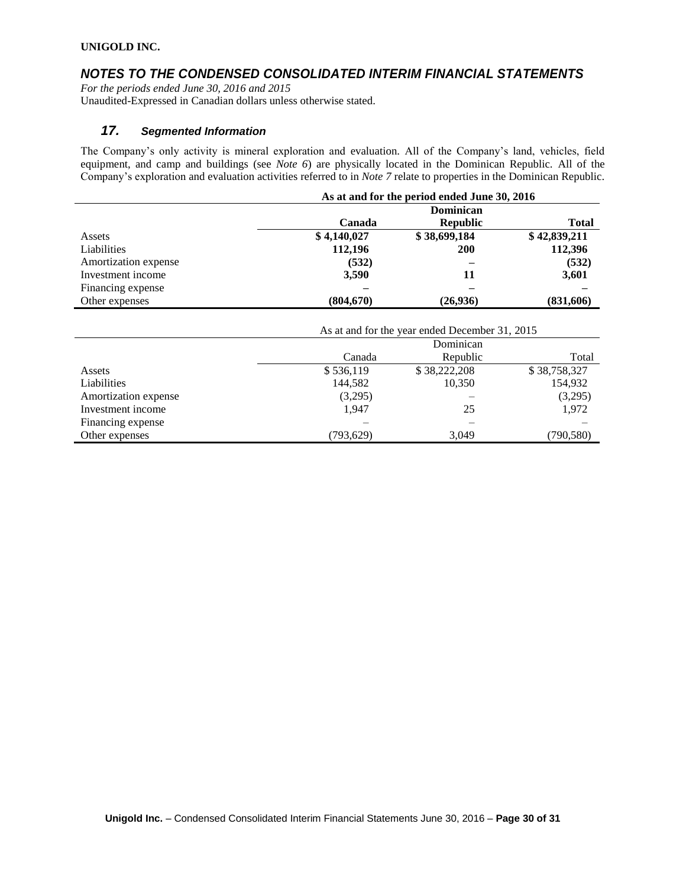**UNIGOLD INC.**

## *NOTES TO THE CONDENSED CONSOLIDATED INTERIM FINANCIAL STATEMENTS*

*For the periods ended June 30, 2016 and 2015*
Unaudited-Expressed in Canadian dollars unless otherwise stated.

### *17. Segmented Information*

The Company's only activity is mineral exploration and evaluation. All of the Company's land, vehicles, field equipment, and camp and buildings (see *Note 6*) are physically located in the Dominican Republic. All of the Company's exploration and evaluation activities referred to in *Note 7* relate to properties in the Dominican Republic.

| | **As at and for the period ended June 30, 2016** | | |
|---|---|---|---|
| | **Canada** | **Dominican Republic** | **Total** |
| Assets | **$ 4,140,027** | **$ 38,699,184** | **$ 42,839,211** |
| Liabilities | **112,196** | **200** | **112,396** |
| Amortization expense | **(532)** | **–** | **(532)** |
| Investment income | **3,590** | **11** | **3,601** |
| Financing expense | **–** | **–** | **–** |
| Other expenses | **(804,670)** | **(26,936)** | **(831,606)** |

| | As at and for the year ended December 31, 2015 | | |
|---|---|---|---|
| | Canada | Dominican Republic | Total |
| Assets | $ 536,119 | $ 38,222,208 | $ 38,758,327 |
| Liabilities | 144,582 | 10,350 | 154,932 |
| Amortization expense | (3,295) | – | (3,295) |
| Investment income | 1,947 | 25 | 1,972 |
| Financing expense | – | – | – |
| Other expenses | (793,629) | 3,049 | (790,580) |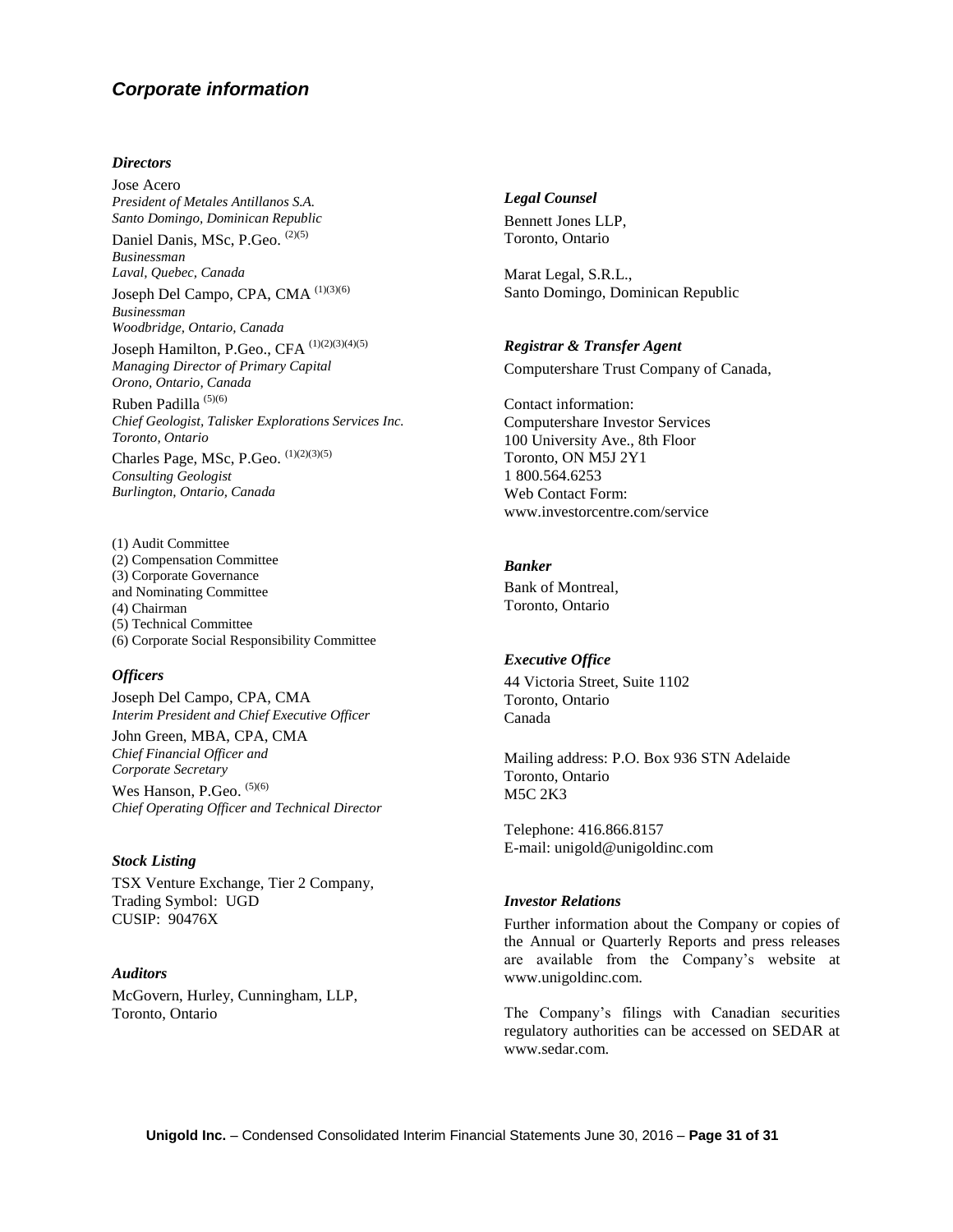# *Corporate information*

### *Directors*

Jose Acero
*President of Metales Antillanos S.A.*
*Santo Domingo, Dominican Republic*

Daniel Danis, MSc, P.Geo. (2)(5)
*Businessman*
*Laval, Quebec, Canada*

Joseph Del Campo, CPA, CMA (1)(3)(6)
*Businessman*
*Woodbridge, Ontario, Canada*

Joseph Hamilton, P.Geo., CFA (1)(2)(3)(4)(5)
*Managing Director of Primary Capital*
*Orono, Ontario, Canada*

Ruben Padilla (5)(6)
*Chief Geologist, Talisker Explorations Services Inc.*
*Toronto, Ontario*

Charles Page, MSc, P.Geo. (1)(2)(3)(5)
*Consulting Geologist*
*Burlington, Ontario, Canada*

(1) Audit Committee
(2) Compensation Committee
(3) Corporate Governance and Nominating Committee
(4) Chairman
(5) Technical Committee
(6) Corporate Social Responsibility Committee

### *Officers*

Joseph Del Campo, CPA, CMA
*Interim President and Chief Executive Officer*

John Green, MBA, CPA, CMA
*Chief Financial Officer and*
*Corporate Secretary*

Wes Hanson, P.Geo. (5)(6)
*Chief Operating Officer and Technical Director*

### *Stock Listing*

TSX Venture Exchange, Tier 2 Company,
Trading Symbol: UGD
CUSIP: 90476X

### *Auditors*

McGovern, Hurley, Cunningham, LLP,
Toronto, Ontario

### *Legal Counsel*

Bennett Jones LLP,
Toronto, Ontario

Marat Legal, S.R.L.,
Santo Domingo, Dominican Republic

### *Registrar & Transfer Agent*

Computershare Trust Company of Canada,

Contact information:
Computershare Investor Services
100 University Ave., 8th Floor
Toronto, ON M5J 2Y1
1 800.564.6253
Web Contact Form:
www.investorcentre.com/service

### *Banker*

Bank of Montreal,
Toronto, Ontario

### *Executive Office*

44 Victoria Street, Suite 1102
Toronto, Ontario
Canada

Mailing address: P.O. Box 936 STN Adelaide
Toronto, Ontario
M5C 2K3

Telephone: 416.866.8157
E-mail: unigold@unigoldinc.com

### *Investor Relations*

Further information about the Company or copies of the Annual or Quarterly Reports and press releases are available from the Company's website at www.unigoldinc.com.

The Company's filings with Canadian securities regulatory authorities can be accessed on SEDAR at www.sedar.com.